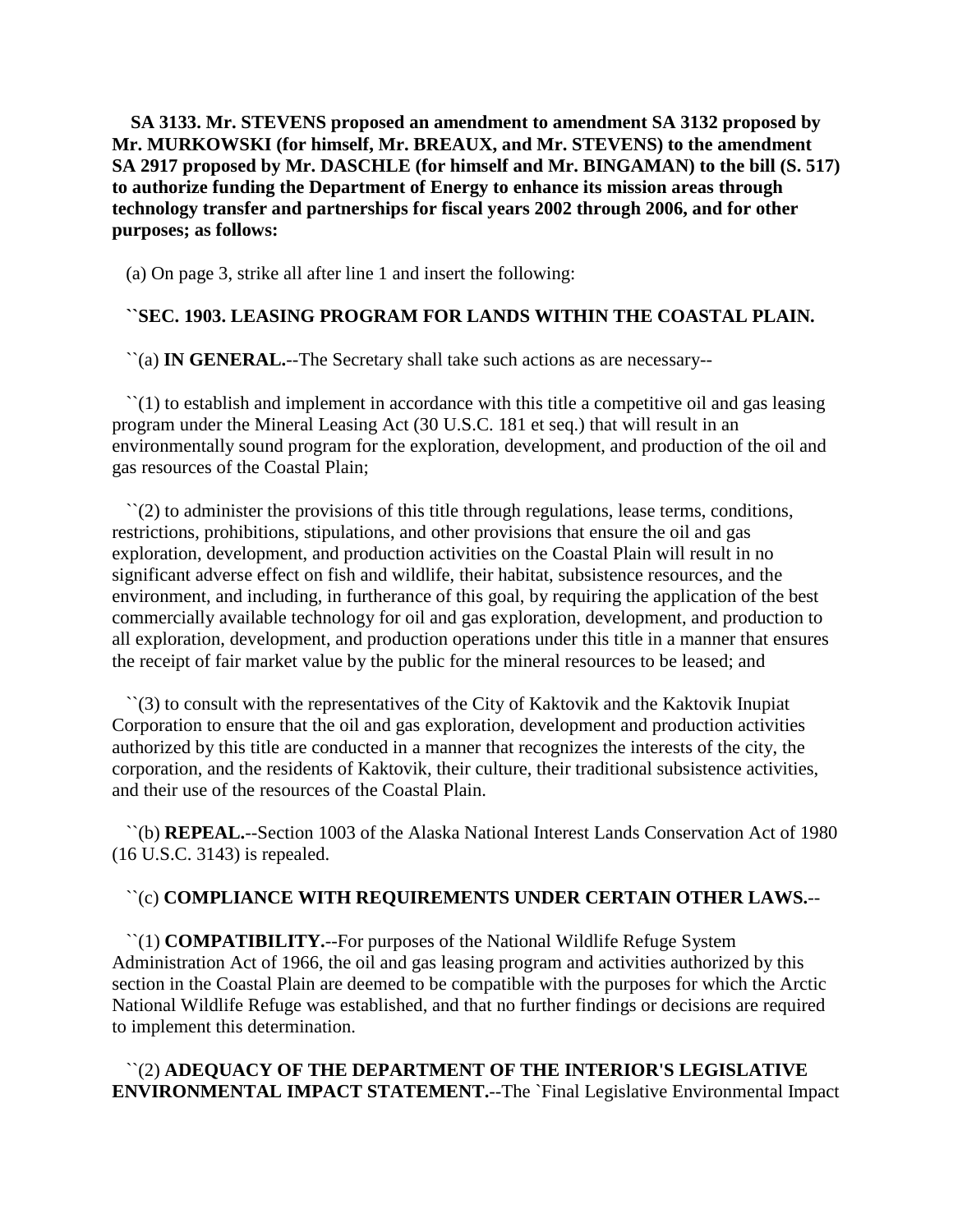**SA 3133. Mr. STEVENS proposed an amendment to amendment SA 3132 proposed by Mr. MURKOWSKI (for himself, Mr. BREAUX, and Mr. STEVENS) to the amendment SA 2917 proposed by Mr. DASCHLE (for himself and Mr. BINGAMAN) to the bill (S. 517) to authorize funding the Department of Energy to enhance its mission areas through technology transfer and partnerships for fiscal years 2002 through 2006, and for other purposes; as follows:**

(a) On page 3, strike all after line 1 and insert the following:

**``SEC. 1903. LEASING PROGRAM FOR LANDS WITHIN THE COASTAL PLAIN.**

``(a) **IN GENERAL.**--The Secretary shall take such actions as are necessary--

``(1) to establish and implement in accordance with this title a competitive oil and gas leasing program under the Mineral Leasing Act (30 U.S.C. 181 et seq.) that will result in an environmentally sound program for the exploration, development, and production of the oil and gas resources of the Coastal Plain;

``(2) to administer the provisions of this title through regulations, lease terms, conditions, restrictions, prohibitions, stipulations, and other provisions that ensure the oil and gas exploration, development, and production activities on the Coastal Plain will result in no significant adverse effect on fish and wildlife, their habitat, subsistence resources, and the environment, and including, in furtherance of this goal, by requiring the application of the best commercially available technology for oil and gas exploration, development, and production to all exploration, development, and production operations under this title in a manner that ensures the receipt of fair market value by the public for the mineral resources to be leased; and

``(3) to consult with the representatives of the City of Kaktovik and the Kaktovik Inupiat Corporation to ensure that the oil and gas exploration, development and production activities authorized by this title are conducted in a manner that recognizes the interests of the city, the corporation, and the residents of Kaktovik, their culture, their traditional subsistence activities, and their use of the resources of the Coastal Plain.

``(b) **REPEAL.**--Section 1003 of the Alaska National Interest Lands Conservation Act of 1980 (16 U.S.C. 3143) is repealed.

``(c) **COMPLIANCE WITH REQUIREMENTS UNDER CERTAIN OTHER LAWS.**--

``(1) **COMPATIBILITY.**--For purposes of the National Wildlife Refuge System Administration Act of 1966, the oil and gas leasing program and activities authorized by this section in the Coastal Plain are deemed to be compatible with the purposes for which the Arctic National Wildlife Refuge was established, and that no further findings or decisions are required to implement this determination.

``(2) **ADEQUACY OF THE DEPARTMENT OF THE INTERIOR'S LEGISLATIVE ENVIRONMENTAL IMPACT STATEMENT.**--The `Final Legislative Environmental Impact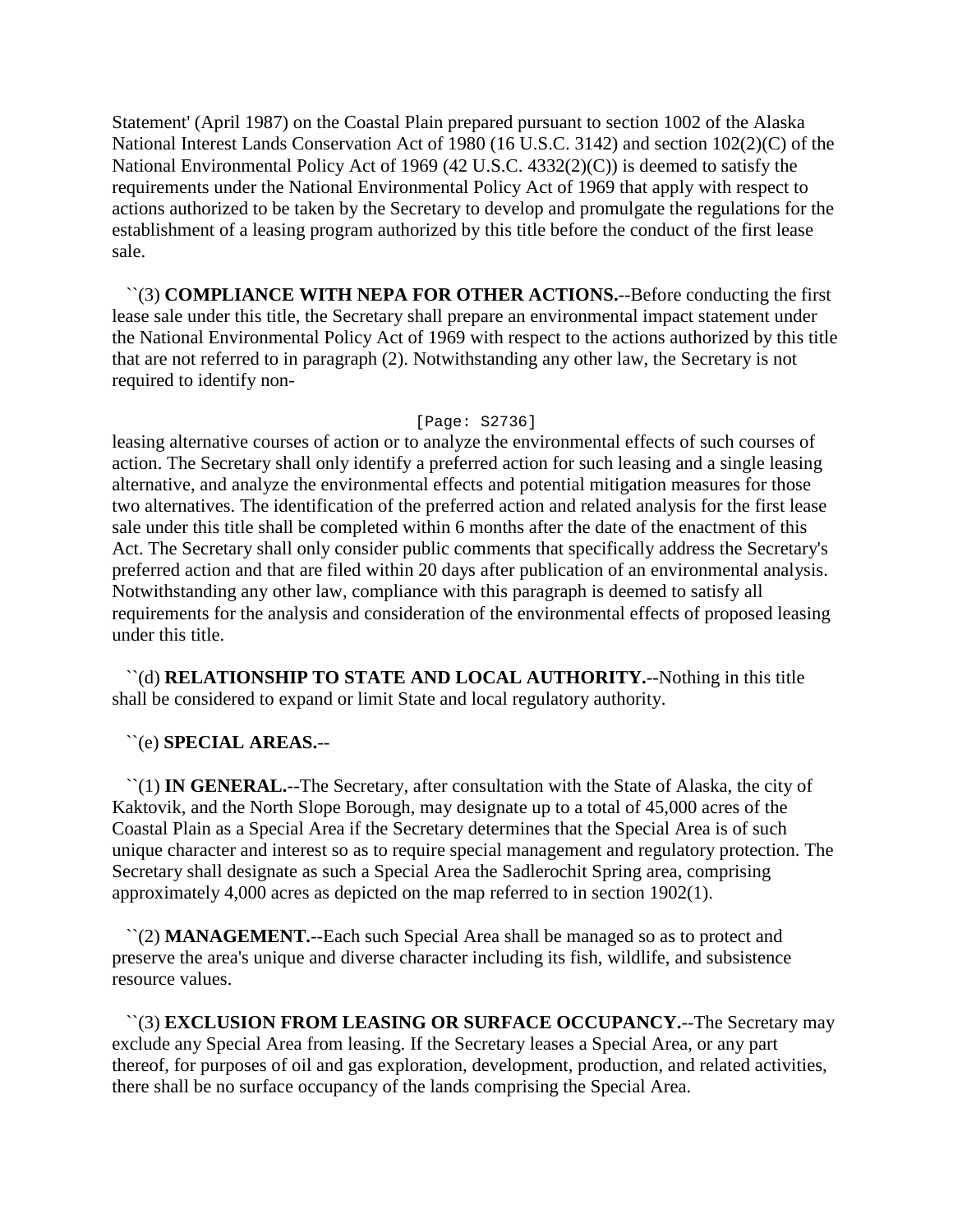Statement' (April 1987) on the Coastal Plain prepared pursuant to section 1002 of the Alaska National Interest Lands Conservation Act of 1980 (16 U.S.C. 3142) and section 102(2)(C) of the National Environmental Policy Act of 1969 (42 U.S.C. 4332(2)(C)) is deemed to satisfy the requirements under the National Environmental Policy Act of 1969 that apply with respect to actions authorized to be taken by the Secretary to develop and promulgate the regulations for the establishment of a leasing program authorized by this title before the conduct of the first lease sale.

``(3) **COMPLIANCE WITH NEPA FOR OTHER ACTIONS.**--Before conducting the first lease sale under this title, the Secretary shall prepare an environmental impact statement under the National Environmental Policy Act of 1969 with respect to the actions authorized by this title that are not referred to in paragraph (2). Notwithstanding any other law, the Secretary is not required to identify non-

[Page: S2736]

leasing alternative courses of action or to analyze the environmental effects of such courses of action. The Secretary shall only identify a preferred action for such leasing and a single leasing alternative, and analyze the environmental effects and potential mitigation measures for those two alternatives. The identification of the preferred action and related analysis for the first lease sale under this title shall be completed within 6 months after the date of the enactment of this Act. The Secretary shall only consider public comments that specifically address the Secretary's preferred action and that are filed within 20 days after publication of an environmental analysis. Notwithstanding any other law, compliance with this paragraph is deemed to satisfy all requirements for the analysis and consideration of the environmental effects of proposed leasing under this title.

``(d) **RELATIONSHIP TO STATE AND LOCAL AUTHORITY.**--Nothing in this title shall be considered to expand or limit State and local regulatory authority.

``(e) **SPECIAL AREAS.**--

``(1) **IN GENERAL.**--The Secretary, after consultation with the State of Alaska, the city of Kaktovik, and the North Slope Borough, may designate up to a total of 45,000 acres of the Coastal Plain as a Special Area if the Secretary determines that the Special Area is of such unique character and interest so as to require special management and regulatory protection. The Secretary shall designate as such a Special Area the Sadlerochit Spring area, comprising approximately 4,000 acres as depicted on the map referred to in section 1902(1).

``(2) **MANAGEMENT.**--Each such Special Area shall be managed so as to protect and preserve the area's unique and diverse character including its fish, wildlife, and subsistence resource values.

``(3) **EXCLUSION FROM LEASING OR SURFACE OCCUPANCY.**--The Secretary may exclude any Special Area from leasing. If the Secretary leases a Special Area, or any part thereof, for purposes of oil and gas exploration, development, production, and related activities, there shall be no surface occupancy of the lands comprising the Special Area.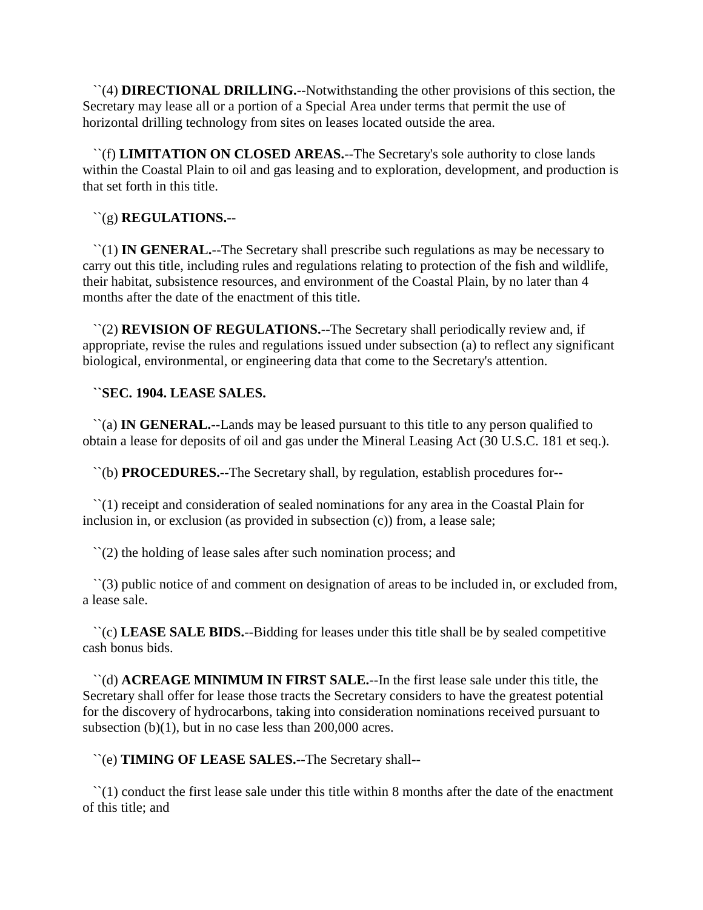``(4) **DIRECTIONAL DRILLING.**--Notwithstanding the other provisions of this section, the Secretary may lease all or a portion of a Special Area under terms that permit the use of horizontal drilling technology from sites on leases located outside the area.

``(f) **LIMITATION ON CLOSED AREAS.**--The Secretary's sole authority to close lands within the Coastal Plain to oil and gas leasing and to exploration, development, and production is that set forth in this title.

``(g) **REGULATIONS.**--

``(1) **IN GENERAL.**--The Secretary shall prescribe such regulations as may be necessary to carry out this title, including rules and regulations relating to protection of the fish and wildlife, their habitat, subsistence resources, and environment of the Coastal Plain, by no later than 4 months after the date of the enactment of this title.

``(2) **REVISION OF REGULATIONS.**--The Secretary shall periodically review and, if appropriate, revise the rules and regulations issued under subsection (a) to reflect any significant biological, environmental, or engineering data that come to the Secretary's attention.

**``SEC. 1904. LEASE SALES.**

``(a) **IN GENERAL.**--Lands may be leased pursuant to this title to any person qualified to obtain a lease for deposits of oil and gas under the Mineral Leasing Act (30 U.S.C. 181 et seq.).

``(b) **PROCEDURES.**--The Secretary shall, by regulation, establish procedures for--

``(1) receipt and consideration of sealed nominations for any area in the Coastal Plain for inclusion in, or exclusion (as provided in subsection (c)) from, a lease sale;

``(2) the holding of lease sales after such nomination process; and

``(3) public notice of and comment on designation of areas to be included in, or excluded from, a lease sale.

``(c) **LEASE SALE BIDS.**--Bidding for leases under this title shall be by sealed competitive cash bonus bids.

``(d) **ACREAGE MINIMUM IN FIRST SALE.**--In the first lease sale under this title, the Secretary shall offer for lease those tracts the Secretary considers to have the greatest potential for the discovery of hydrocarbons, taking into consideration nominations received pursuant to subsection (b)(1), but in no case less than 200,000 acres.

``(e) **TIMING OF LEASE SALES.**--The Secretary shall--

``(1) conduct the first lease sale under this title within 8 months after the date of the enactment of this title; and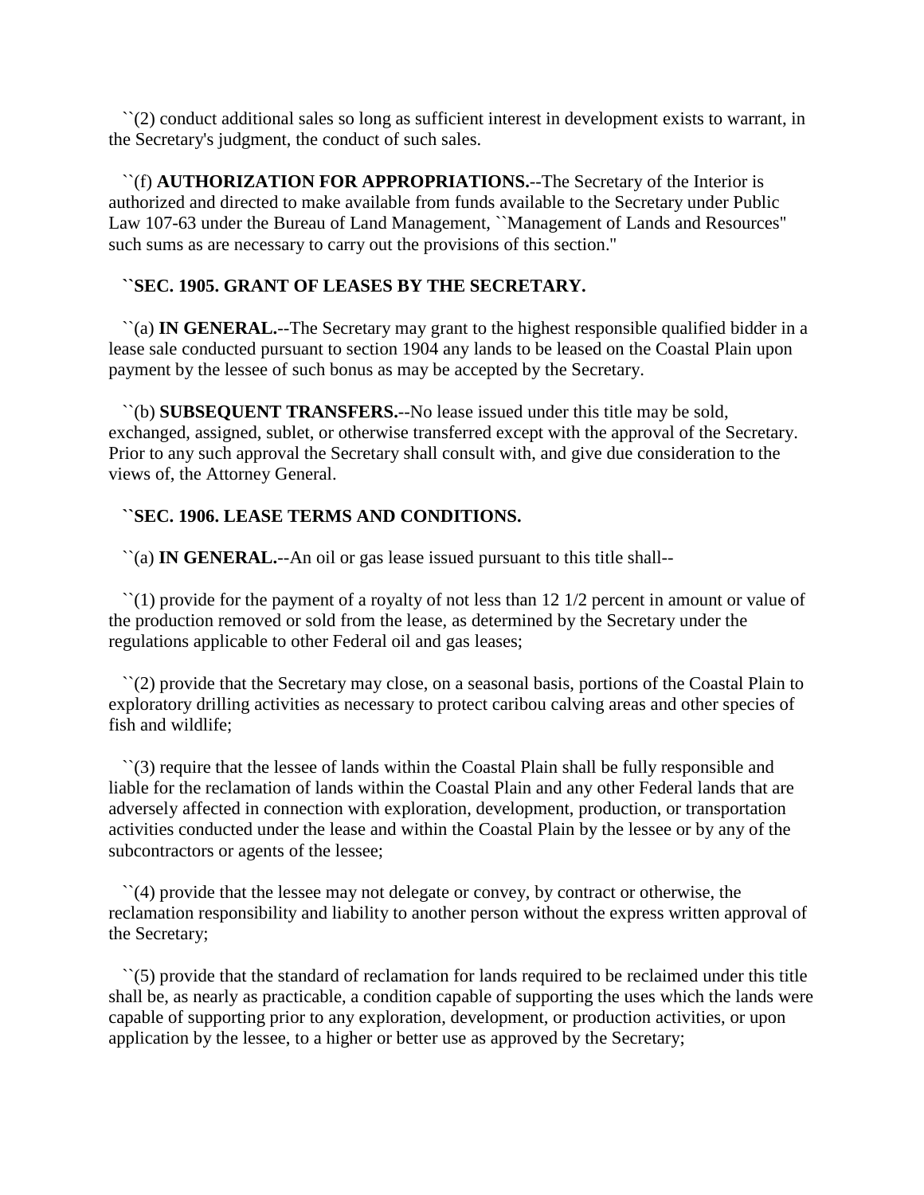``(2) conduct additional sales so long as sufficient interest in development exists to warrant, in the Secretary's judgment, the conduct of such sales.

``(f) **AUTHORIZATION FOR APPROPRIATIONS.**--The Secretary of the Interior is authorized and directed to make available from funds available to the Secretary under Public Law 107-63 under the Bureau of Land Management, ``Management of Lands and Resources'' such sums as are necessary to carry out the provisions of this section.''

**``SEC. 1905. GRANT OF LEASES BY THE SECRETARY.**

``(a) **IN GENERAL.**--The Secretary may grant to the highest responsible qualified bidder in a lease sale conducted pursuant to section 1904 any lands to be leased on the Coastal Plain upon payment by the lessee of such bonus as may be accepted by the Secretary.

``(b) **SUBSEQUENT TRANSFERS.**--No lease issued under this title may be sold, exchanged, assigned, sublet, or otherwise transferred except with the approval of the Secretary. Prior to any such approval the Secretary shall consult with, and give due consideration to the views of, the Attorney General.

**``SEC. 1906. LEASE TERMS AND CONDITIONS.**

``(a) **IN GENERAL.**--An oil or gas lease issued pursuant to this title shall--

``(1) provide for the payment of a royalty of not less than 12 1/2 percent in amount or value of the production removed or sold from the lease, as determined by the Secretary under the regulations applicable to other Federal oil and gas leases;

``(2) provide that the Secretary may close, on a seasonal basis, portions of the Coastal Plain to exploratory drilling activities as necessary to protect caribou calving areas and other species of fish and wildlife;

``(3) require that the lessee of lands within the Coastal Plain shall be fully responsible and liable for the reclamation of lands within the Coastal Plain and any other Federal lands that are adversely affected in connection with exploration, development, production, or transportation activities conducted under the lease and within the Coastal Plain by the lessee or by any of the subcontractors or agents of the lessee;

``(4) provide that the lessee may not delegate or convey, by contract or otherwise, the reclamation responsibility and liability to another person without the express written approval of the Secretary;

``(5) provide that the standard of reclamation for lands required to be reclaimed under this title shall be, as nearly as practicable, a condition capable of supporting the uses which the lands were capable of supporting prior to any exploration, development, or production activities, or upon application by the lessee, to a higher or better use as approved by the Secretary;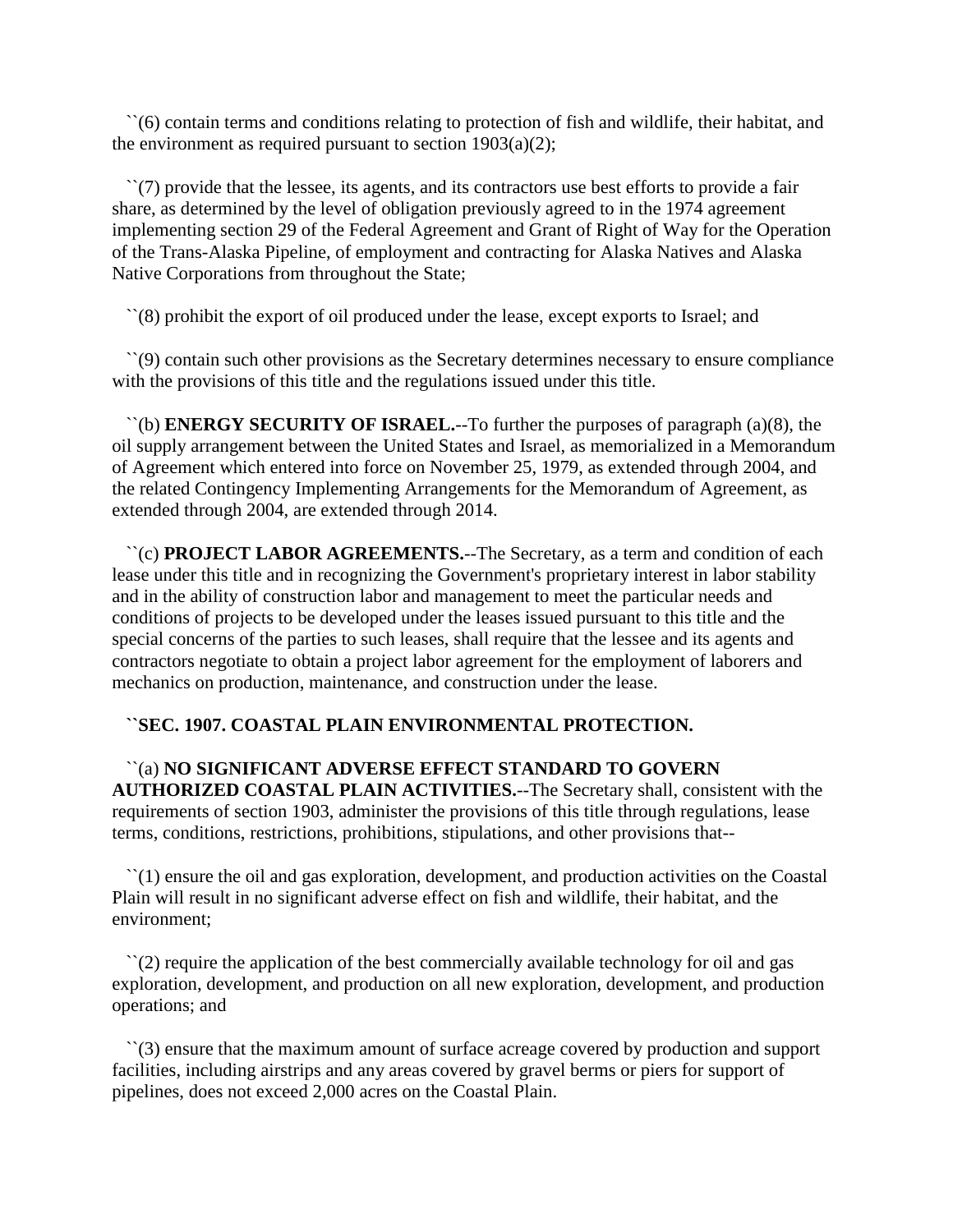``(6) contain terms and conditions relating to protection of fish and wildlife, their habitat, and the environment as required pursuant to section 1903(a)(2);

``(7) provide that the lessee, its agents, and its contractors use best efforts to provide a fair share, as determined by the level of obligation previously agreed to in the 1974 agreement implementing section 29 of the Federal Agreement and Grant of Right of Way for the Operation of the Trans-Alaska Pipeline, of employment and contracting for Alaska Natives and Alaska Native Corporations from throughout the State;

``(8) prohibit the export of oil produced under the lease, except exports to Israel; and

``(9) contain such other provisions as the Secretary determines necessary to ensure compliance with the provisions of this title and the regulations issued under this title.

``(b) **ENERGY SECURITY OF ISRAEL.**--To further the purposes of paragraph (a)(8), the oil supply arrangement between the United States and Israel, as memorialized in a Memorandum of Agreement which entered into force on November 25, 1979, as extended through 2004, and the related Contingency Implementing Arrangements for the Memorandum of Agreement, as extended through 2004, are extended through 2014.

``(c) **PROJECT LABOR AGREEMENTS.**--The Secretary, as a term and condition of each lease under this title and in recognizing the Government's proprietary interest in labor stability and in the ability of construction labor and management to meet the particular needs and conditions of projects to be developed under the leases issued pursuant to this title and the special concerns of the parties to such leases, shall require that the lessee and its agents and contractors negotiate to obtain a project labor agreement for the employment of laborers and mechanics on production, maintenance, and construction under the lease.

**``SEC. 1907. COASTAL PLAIN ENVIRONMENTAL PROTECTION.**

``(a) **NO SIGNIFICANT ADVERSE EFFECT STANDARD TO GOVERN AUTHORIZED COASTAL PLAIN ACTIVITIES.**--The Secretary shall, consistent with the requirements of section 1903, administer the provisions of this title through regulations, lease terms, conditions, restrictions, prohibitions, stipulations, and other provisions that--

``(1) ensure the oil and gas exploration, development, and production activities on the Coastal Plain will result in no significant adverse effect on fish and wildlife, their habitat, and the environment;

``(2) require the application of the best commercially available technology for oil and gas exploration, development, and production on all new exploration, development, and production operations; and

``(3) ensure that the maximum amount of surface acreage covered by production and support facilities, including airstrips and any areas covered by gravel berms or piers for support of pipelines, does not exceed 2,000 acres on the Coastal Plain.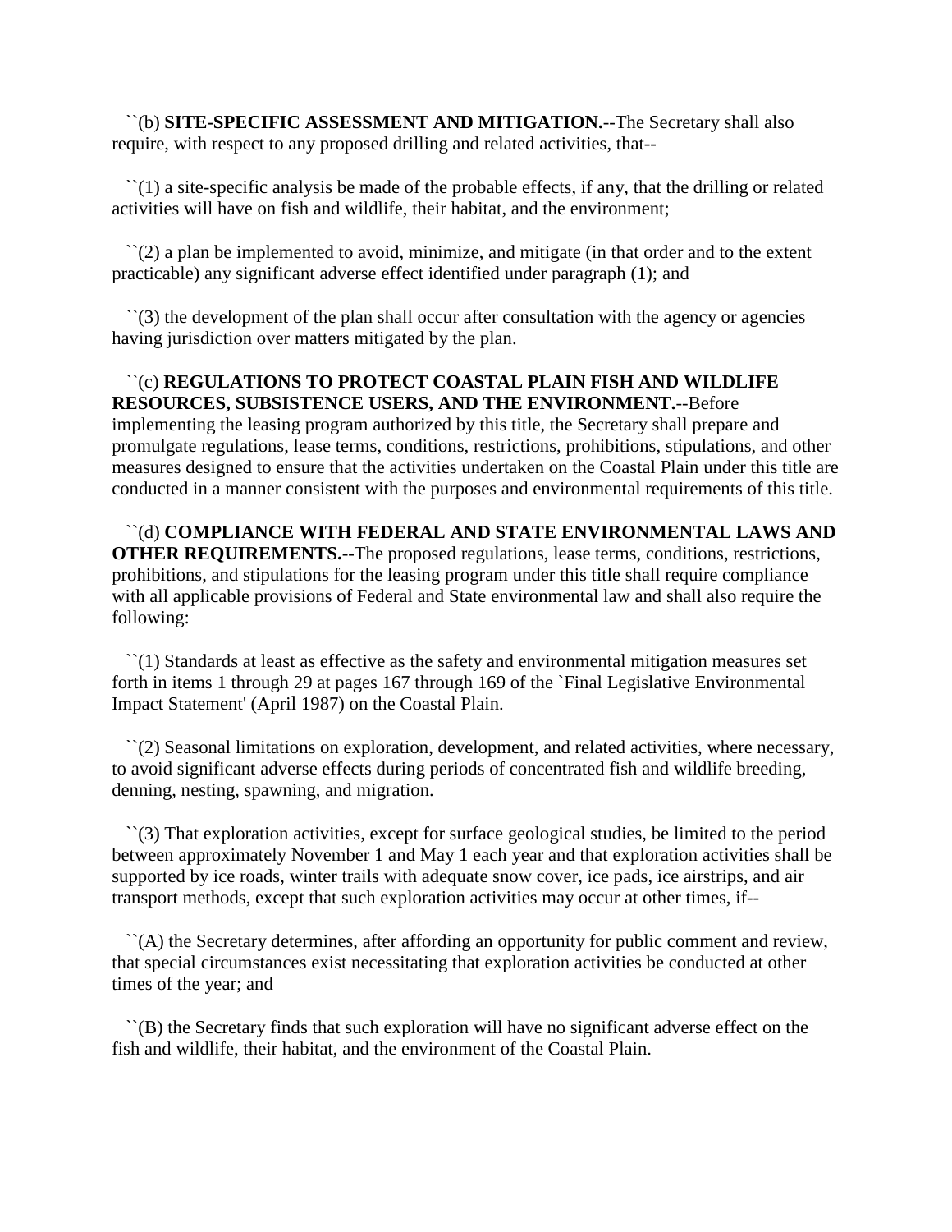``(b) **SITE-SPECIFIC ASSESSMENT AND MITIGATION.**--The Secretary shall also require, with respect to any proposed drilling and related activities, that--

``(1) a site-specific analysis be made of the probable effects, if any, that the drilling or related activities will have on fish and wildlife, their habitat, and the environment;

``(2) a plan be implemented to avoid, minimize, and mitigate (in that order and to the extent practicable) any significant adverse effect identified under paragraph (1); and

``(3) the development of the plan shall occur after consultation with the agency or agencies having jurisdiction over matters mitigated by the plan.

``(c) **REGULATIONS TO PROTECT COASTAL PLAIN FISH AND WILDLIFE RESOURCES, SUBSISTENCE USERS, AND THE ENVIRONMENT.**--Before implementing the leasing program authorized by this title, the Secretary shall prepare and promulgate regulations, lease terms, conditions, restrictions, prohibitions, stipulations, and other measures designed to ensure that the activities undertaken on the Coastal Plain under this title are conducted in a manner consistent with the purposes and environmental requirements of this title.

``(d) **COMPLIANCE WITH FEDERAL AND STATE ENVIRONMENTAL LAWS AND OTHER REQUIREMENTS.**--The proposed regulations, lease terms, conditions, restrictions, prohibitions, and stipulations for the leasing program under this title shall require compliance with all applicable provisions of Federal and State environmental law and shall also require the following:

``(1) Standards at least as effective as the safety and environmental mitigation measures set forth in items 1 through 29 at pages 167 through 169 of the `Final Legislative Environmental Impact Statement' (April 1987) on the Coastal Plain.

``(2) Seasonal limitations on exploration, development, and related activities, where necessary, to avoid significant adverse effects during periods of concentrated fish and wildlife breeding, denning, nesting, spawning, and migration.

``(3) That exploration activities, except for surface geological studies, be limited to the period between approximately November 1 and May 1 each year and that exploration activities shall be supported by ice roads, winter trails with adequate snow cover, ice pads, ice airstrips, and air transport methods, except that such exploration activities may occur at other times, if--

``(A) the Secretary determines, after affording an opportunity for public comment and review, that special circumstances exist necessitating that exploration activities be conducted at other times of the year; and

``(B) the Secretary finds that such exploration will have no significant adverse effect on the fish and wildlife, their habitat, and the environment of the Coastal Plain.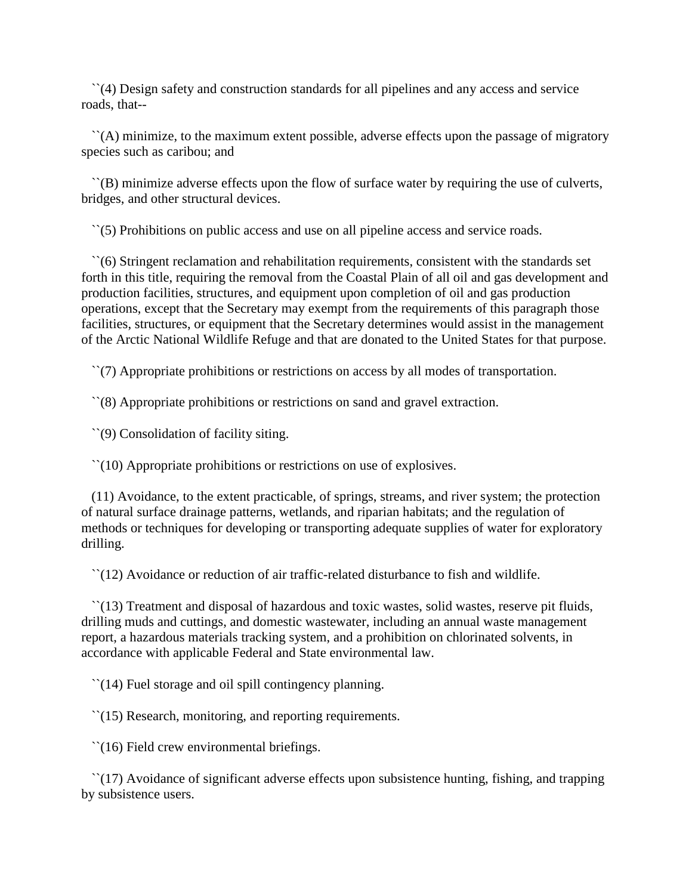``(4) Design safety and construction standards for all pipelines and any access and service roads, that--

``(A) minimize, to the maximum extent possible, adverse effects upon the passage of migratory species such as caribou; and

``(B) minimize adverse effects upon the flow of surface water by requiring the use of culverts, bridges, and other structural devices.

``(5) Prohibitions on public access and use on all pipeline access and service roads.

``(6) Stringent reclamation and rehabilitation requirements, consistent with the standards set forth in this title, requiring the removal from the Coastal Plain of all oil and gas development and production facilities, structures, and equipment upon completion of oil and gas production operations, except that the Secretary may exempt from the requirements of this paragraph those facilities, structures, or equipment that the Secretary determines would assist in the management of the Arctic National Wildlife Refuge and that are donated to the United States for that purpose.

``(7) Appropriate prohibitions or restrictions on access by all modes of transportation.

``(8) Appropriate prohibitions or restrictions on sand and gravel extraction.

``(9) Consolidation of facility siting.

``(10) Appropriate prohibitions or restrictions on use of explosives.

(11) Avoidance, to the extent practicable, of springs, streams, and river system; the protection of natural surface drainage patterns, wetlands, and riparian habitats; and the regulation of methods or techniques for developing or transporting adequate supplies of water for exploratory drilling.

``(12) Avoidance or reduction of air traffic-related disturbance to fish and wildlife.

``(13) Treatment and disposal of hazardous and toxic wastes, solid wastes, reserve pit fluids, drilling muds and cuttings, and domestic wastewater, including an annual waste management report, a hazardous materials tracking system, and a prohibition on chlorinated solvents, in accordance with applicable Federal and State environmental law.

``(14) Fuel storage and oil spill contingency planning.

``(15) Research, monitoring, and reporting requirements.

``(16) Field crew environmental briefings.

``(17) Avoidance of significant adverse effects upon subsistence hunting, fishing, and trapping by subsistence users.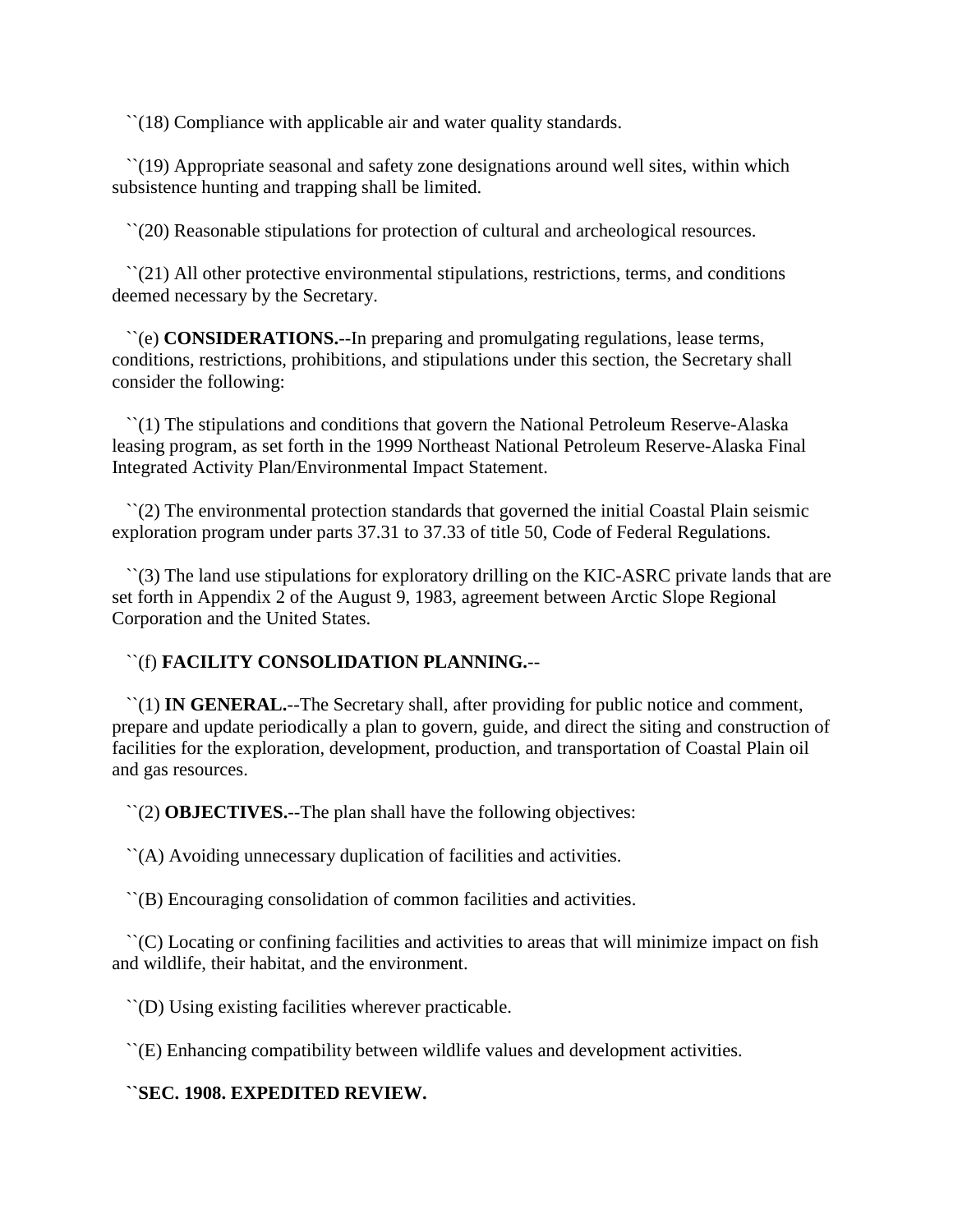``(18) Compliance with applicable air and water quality standards.

``(19) Appropriate seasonal and safety zone designations around well sites, within which subsistence hunting and trapping shall be limited.

``(20) Reasonable stipulations for protection of cultural and archeological resources.

``(21) All other protective environmental stipulations, restrictions, terms, and conditions deemed necessary by the Secretary.

``(e) **CONSIDERATIONS.**--In preparing and promulgating regulations, lease terms, conditions, restrictions, prohibitions, and stipulations under this section, the Secretary shall consider the following:

``(1) The stipulations and conditions that govern the National Petroleum Reserve-Alaska leasing program, as set forth in the 1999 Northeast National Petroleum Reserve-Alaska Final Integrated Activity Plan/Environmental Impact Statement.

``(2) The environmental protection standards that governed the initial Coastal Plain seismic exploration program under parts 37.31 to 37.33 of title 50, Code of Federal Regulations.

``(3) The land use stipulations for exploratory drilling on the KIC-ASRC private lands that are set forth in Appendix 2 of the August 9, 1983, agreement between Arctic Slope Regional Corporation and the United States.

``(f) **FACILITY CONSOLIDATION PLANNING.**--

``(1) **IN GENERAL.**--The Secretary shall, after providing for public notice and comment, prepare and update periodically a plan to govern, guide, and direct the siting and construction of facilities for the exploration, development, production, and transportation of Coastal Plain oil and gas resources.

``(2) **OBJECTIVES.**--The plan shall have the following objectives:

``(A) Avoiding unnecessary duplication of facilities and activities.

``(B) Encouraging consolidation of common facilities and activities.

``(C) Locating or confining facilities and activities to areas that will minimize impact on fish and wildlife, their habitat, and the environment.

``(D) Using existing facilities wherever practicable.

``(E) Enhancing compatibility between wildlife values and development activities.

**``SEC. 1908. EXPEDITED REVIEW.**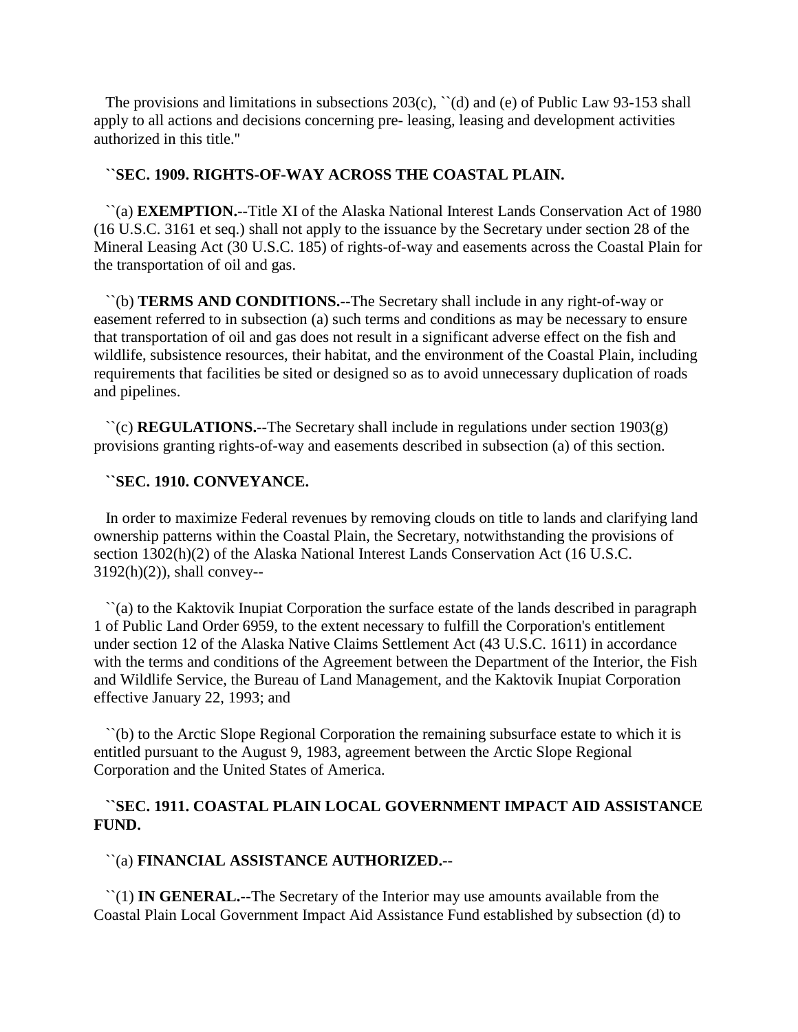The provisions and limitations in subsections 203(c), ``(d) and (e) of Public Law 93-153 shall apply to all actions and decisions concerning pre- leasing, leasing and development activities authorized in this title.''

**``SEC. 1909. RIGHTS-OF-WAY ACROSS THE COASTAL PLAIN.**

``(a) **EXEMPTION.**--Title XI of the Alaska National Interest Lands Conservation Act of 1980 (16 U.S.C. 3161 et seq.) shall not apply to the issuance by the Secretary under section 28 of the Mineral Leasing Act (30 U.S.C. 185) of rights-of-way and easements across the Coastal Plain for the transportation of oil and gas.

``(b) **TERMS AND CONDITIONS.**--The Secretary shall include in any right-of-way or easement referred to in subsection (a) such terms and conditions as may be necessary to ensure that transportation of oil and gas does not result in a significant adverse effect on the fish and wildlife, subsistence resources, their habitat, and the environment of the Coastal Plain, including requirements that facilities be sited or designed so as to avoid unnecessary duplication of roads and pipelines.

``(c) **REGULATIONS.**--The Secretary shall include in regulations under section 1903(g) provisions granting rights-of-way and easements described in subsection (a) of this section.

**``SEC. 1910. CONVEYANCE.**

In order to maximize Federal revenues by removing clouds on title to lands and clarifying land ownership patterns within the Coastal Plain, the Secretary, notwithstanding the provisions of section 1302(h)(2) of the Alaska National Interest Lands Conservation Act (16 U.S.C. 3192(h)(2)), shall convey--

``(a) to the Kaktovik Inupiat Corporation the surface estate of the lands described in paragraph 1 of Public Land Order 6959, to the extent necessary to fulfill the Corporation's entitlement under section 12 of the Alaska Native Claims Settlement Act (43 U.S.C. 1611) in accordance with the terms and conditions of the Agreement between the Department of the Interior, the Fish and Wildlife Service, the Bureau of Land Management, and the Kaktovik Inupiat Corporation effective January 22, 1993; and

``(b) to the Arctic Slope Regional Corporation the remaining subsurface estate to which it is entitled pursuant to the August 9, 1983, agreement between the Arctic Slope Regional Corporation and the United States of America.

**``SEC. 1911. COASTAL PLAIN LOCAL GOVERNMENT IMPACT AID ASSISTANCE FUND.**

``(a) **FINANCIAL ASSISTANCE AUTHORIZED.**--

``(1) **IN GENERAL.**--The Secretary of the Interior may use amounts available from the Coastal Plain Local Government Impact Aid Assistance Fund established by subsection (d) to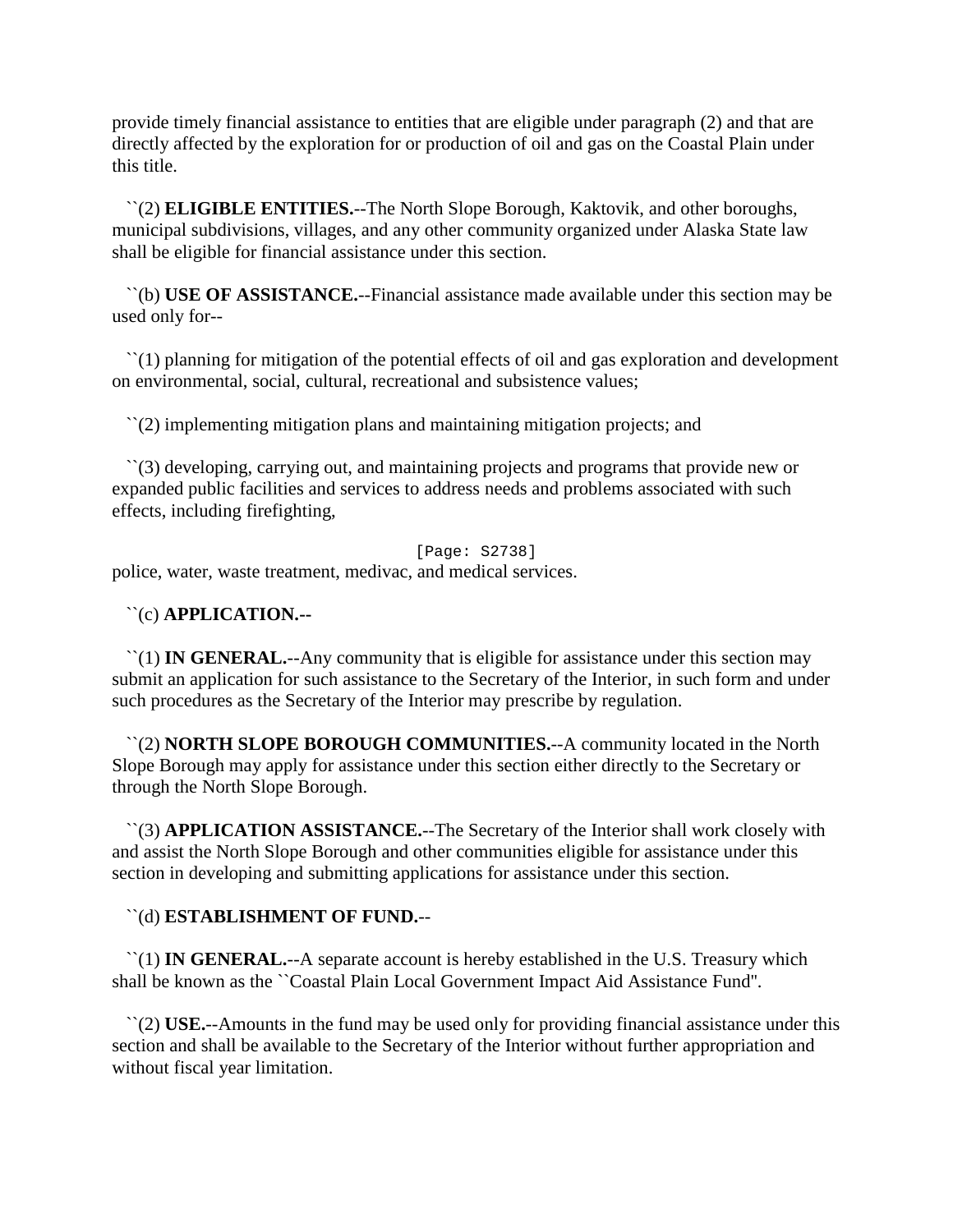provide timely financial assistance to entities that are eligible under paragraph (2) and that are directly affected by the exploration for or production of oil and gas on the Coastal Plain under this title.

``(2) **ELIGIBLE ENTITIES.**--The North Slope Borough, Kaktovik, and other boroughs, municipal subdivisions, villages, and any other community organized under Alaska State law shall be eligible for financial assistance under this section.

``(b) **USE OF ASSISTANCE.**--Financial assistance made available under this section may be used only for--

``(1) planning for mitigation of the potential effects of oil and gas exploration and development on environmental, social, cultural, recreational and subsistence values;

``(2) implementing mitigation plans and maintaining mitigation projects; and

``(3) developing, carrying out, and maintaining projects and programs that provide new or expanded public facilities and services to address needs and problems associated with such effects, including firefighting,

[Page: S2738]

police, water, waste treatment, medivac, and medical services.

``(c) **APPLICATION.--**

``(1) **IN GENERAL.**--Any community that is eligible for assistance under this section may submit an application for such assistance to the Secretary of the Interior, in such form and under such procedures as the Secretary of the Interior may prescribe by regulation.

``(2) **NORTH SLOPE BOROUGH COMMUNITIES.**--A community located in the North Slope Borough may apply for assistance under this section either directly to the Secretary or through the North Slope Borough.

``(3) **APPLICATION ASSISTANCE.**--The Secretary of the Interior shall work closely with and assist the North Slope Borough and other communities eligible for assistance under this section in developing and submitting applications for assistance under this section.

``(d) **ESTABLISHMENT OF FUND.**--

``(1) **IN GENERAL.**--A separate account is hereby established in the U.S. Treasury which shall be known as the ``Coastal Plain Local Government Impact Aid Assistance Fund''.

``(2) **USE.**--Amounts in the fund may be used only for providing financial assistance under this section and shall be available to the Secretary of the Interior without further appropriation and without fiscal year limitation.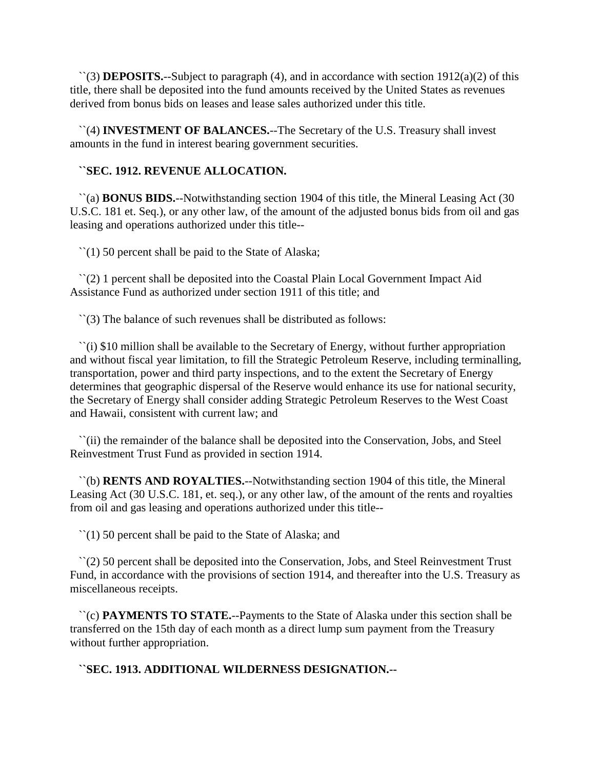``(3) **DEPOSITS.**--Subject to paragraph (4), and in accordance with section 1912(a)(2) of this title, there shall be deposited into the fund amounts received by the United States as revenues derived from bonus bids on leases and lease sales authorized under this title.

``(4) **INVESTMENT OF BALANCES.**--The Secretary of the U.S. Treasury shall invest amounts in the fund in interest bearing government securities.

**``SEC. 1912. REVENUE ALLOCATION.**

``(a) **BONUS BIDS.**--Notwithstanding section 1904 of this title, the Mineral Leasing Act (30 U.S.C. 181 et. Seq.), or any other law, of the amount of the adjusted bonus bids from oil and gas leasing and operations authorized under this title--

``(1) 50 percent shall be paid to the State of Alaska;

``(2) 1 percent shall be deposited into the Coastal Plain Local Government Impact Aid Assistance Fund as authorized under section 1911 of this title; and

``(3) The balance of such revenues shall be distributed as follows:

``(i) $10 million shall be available to the Secretary of Energy, without further appropriation and without fiscal year limitation, to fill the Strategic Petroleum Reserve, including terminalling, transportation, power and third party inspections, and to the extent the Secretary of Energy determines that geographic dispersal of the Reserve would enhance its use for national security, the Secretary of Energy shall consider adding Strategic Petroleum Reserves to the West Coast and Hawaii, consistent with current law; and

``(ii) the remainder of the balance shall be deposited into the Conservation, Jobs, and Steel Reinvestment Trust Fund as provided in section 1914.

``(b) **RENTS AND ROYALTIES.**--Notwithstanding section 1904 of this title, the Mineral Leasing Act (30 U.S.C. 181, et. seq.), or any other law, of the amount of the rents and royalties from oil and gas leasing and operations authorized under this title--

``(1) 50 percent shall be paid to the State of Alaska; and

``(2) 50 percent shall be deposited into the Conservation, Jobs, and Steel Reinvestment Trust Fund, in accordance with the provisions of section 1914, and thereafter into the U.S. Treasury as miscellaneous receipts.

``(c) **PAYMENTS TO STATE.**--Payments to the State of Alaska under this section shall be transferred on the 15th day of each month as a direct lump sum payment from the Treasury without further appropriation.

**``SEC. 1913. ADDITIONAL WILDERNESS DESIGNATION.--**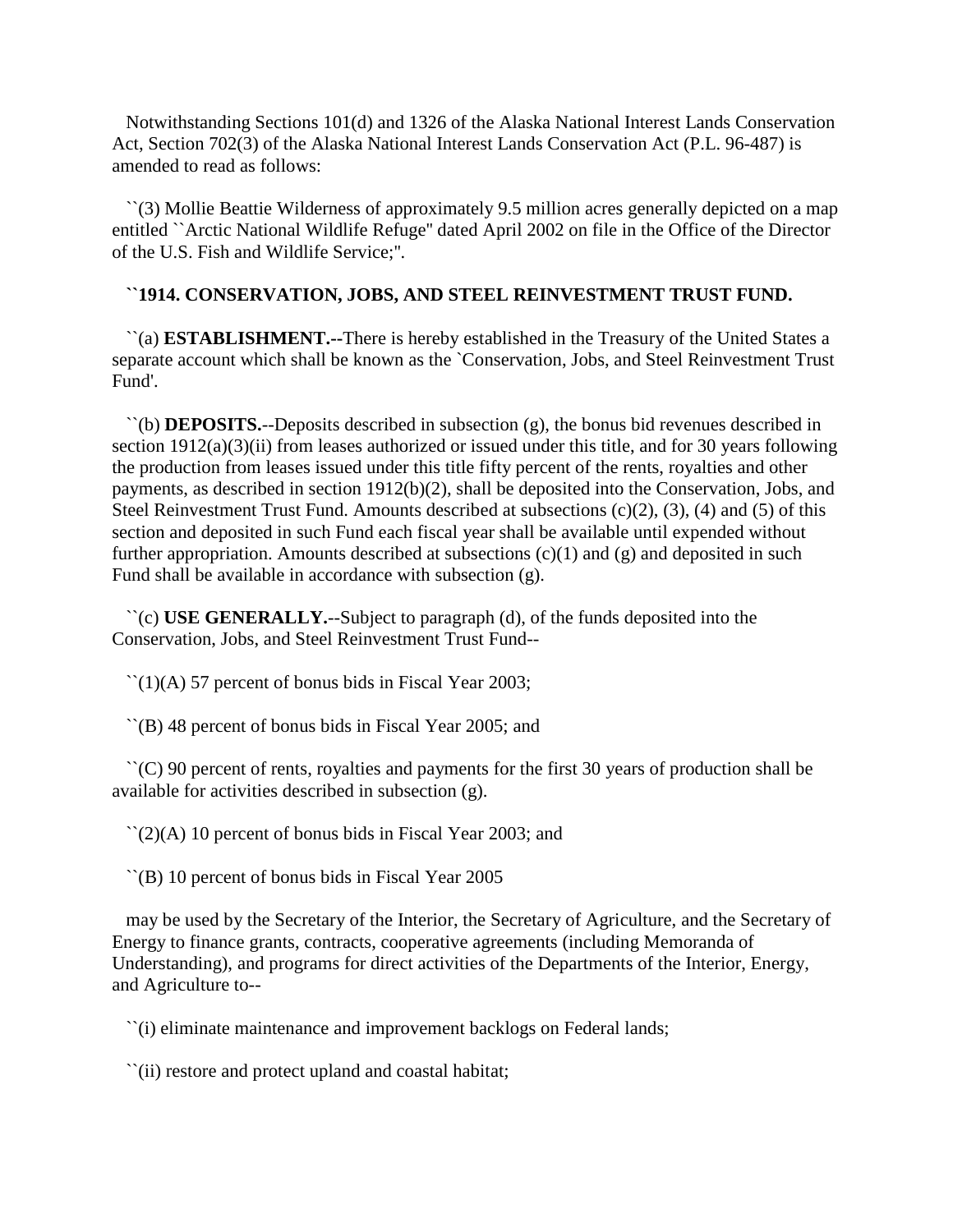Notwithstanding Sections 101(d) and 1326 of the Alaska National Interest Lands Conservation Act, Section 702(3) of the Alaska National Interest Lands Conservation Act (P.L. 96-487) is amended to read as follows:

``(3) Mollie Beattie Wilderness of approximately 9.5 million acres generally depicted on a map entitled ``Arctic National Wildlife Refuge'' dated April 2002 on file in the Office of the Director of the U.S. Fish and Wildlife Service;''.

**``1914. CONSERVATION, JOBS, AND STEEL REINVESTMENT TRUST FUND.**

``(a) **ESTABLISHMENT.--**There is hereby established in the Treasury of the United States a separate account which shall be known as the `Conservation, Jobs, and Steel Reinvestment Trust Fund'.

``(b) **DEPOSITS.**--Deposits described in subsection (g), the bonus bid revenues described in section 1912(a)(3)(ii) from leases authorized or issued under this title, and for 30 years following the production from leases issued under this title fifty percent of the rents, royalties and other payments, as described in section 1912(b)(2), shall be deposited into the Conservation, Jobs, and Steel Reinvestment Trust Fund. Amounts described at subsections (c)(2), (3), (4) and (5) of this section and deposited in such Fund each fiscal year shall be available until expended without further appropriation. Amounts described at subsections (c)(1) and (g) and deposited in such Fund shall be available in accordance with subsection (g).

``(c) **USE GENERALLY.**--Subject to paragraph (d), of the funds deposited into the Conservation, Jobs, and Steel Reinvestment Trust Fund--

``(1)(A) 57 percent of bonus bids in Fiscal Year 2003;

``(B) 48 percent of bonus bids in Fiscal Year 2005; and

``(C) 90 percent of rents, royalties and payments for the first 30 years of production shall be available for activities described in subsection (g).

``(2)(A) 10 percent of bonus bids in Fiscal Year 2003; and

``(B) 10 percent of bonus bids in Fiscal Year 2005

may be used by the Secretary of the Interior, the Secretary of Agriculture, and the Secretary of Energy to finance grants, contracts, cooperative agreements (including Memoranda of Understanding), and programs for direct activities of the Departments of the Interior, Energy, and Agriculture to--

``(i) eliminate maintenance and improvement backlogs on Federal lands;

``(ii) restore and protect upland and coastal habitat;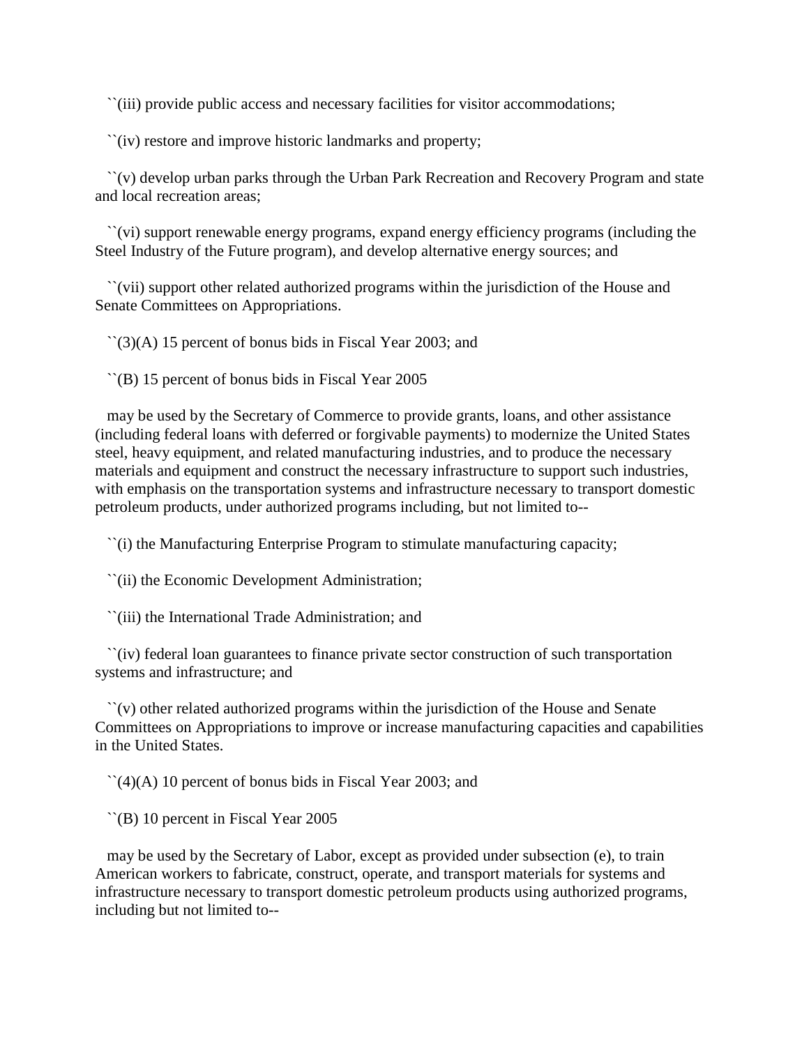``(iii) provide public access and necessary facilities for visitor accommodations;

``(iv) restore and improve historic landmarks and property;

``(v) develop urban parks through the Urban Park Recreation and Recovery Program and state and local recreation areas;

``(vi) support renewable energy programs, expand energy efficiency programs (including the Steel Industry of the Future program), and develop alternative energy sources; and

``(vii) support other related authorized programs within the jurisdiction of the House and Senate Committees on Appropriations.

``(3)(A) 15 percent of bonus bids in Fiscal Year 2003; and

``(B) 15 percent of bonus bids in Fiscal Year 2005

may be used by the Secretary of Commerce to provide grants, loans, and other assistance (including federal loans with deferred or forgivable payments) to modernize the United States steel, heavy equipment, and related manufacturing industries, and to produce the necessary materials and equipment and construct the necessary infrastructure to support such industries, with emphasis on the transportation systems and infrastructure necessary to transport domestic petroleum products, under authorized programs including, but not limited to--

``(i) the Manufacturing Enterprise Program to stimulate manufacturing capacity;

``(ii) the Economic Development Administration;

``(iii) the International Trade Administration; and

``(iv) federal loan guarantees to finance private sector construction of such transportation systems and infrastructure; and

``(v) other related authorized programs within the jurisdiction of the House and Senate Committees on Appropriations to improve or increase manufacturing capacities and capabilities in the United States.

``(4)(A) 10 percent of bonus bids in Fiscal Year 2003; and

``(B) 10 percent in Fiscal Year 2005

may be used by the Secretary of Labor, except as provided under subsection (e), to train American workers to fabricate, construct, operate, and transport materials for systems and infrastructure necessary to transport domestic petroleum products using authorized programs, including but not limited to--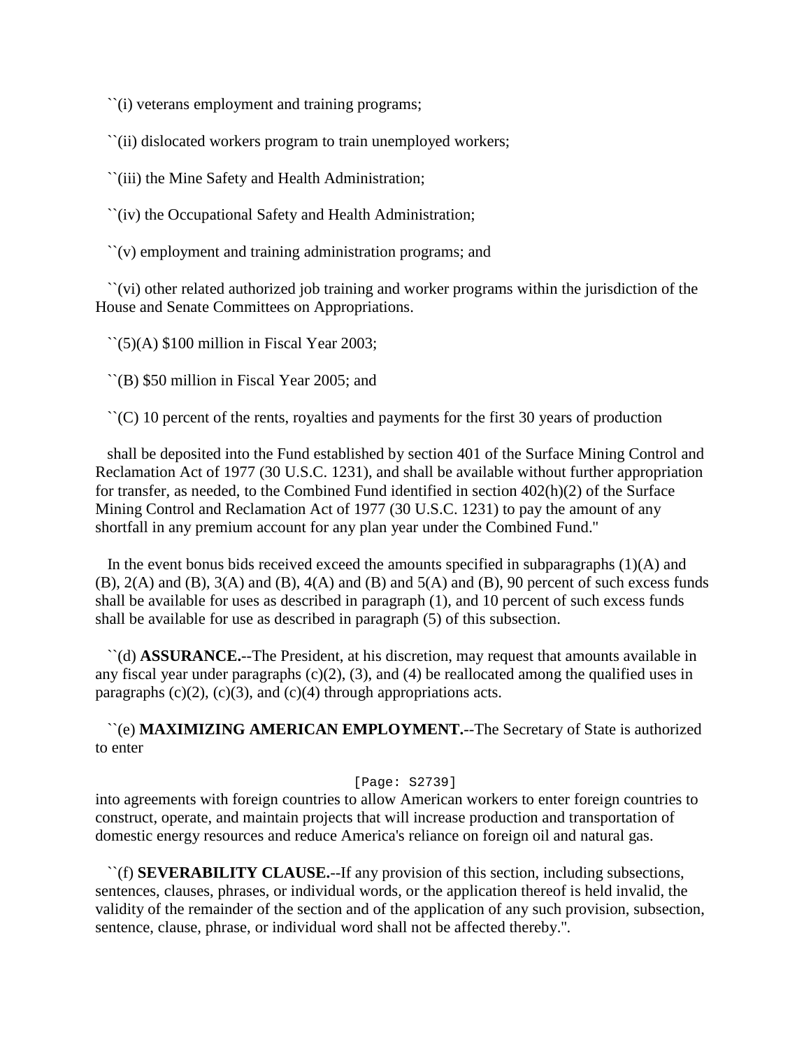``(i) veterans employment and training programs;

``(ii) dislocated workers program to train unemployed workers;

``(iii) the Mine Safety and Health Administration;

``(iv) the Occupational Safety and Health Administration;

``(v) employment and training administration programs; and

``(vi) other related authorized job training and worker programs within the jurisdiction of the House and Senate Committees on Appropriations.

``(5)(A) $100 million in Fiscal Year 2003;

``(B) $50 million in Fiscal Year 2005; and

``(C) 10 percent of the rents, royalties and payments for the first 30 years of production

shall be deposited into the Fund established by section 401 of the Surface Mining Control and Reclamation Act of 1977 (30 U.S.C. 1231), and shall be available without further appropriation for transfer, as needed, to the Combined Fund identified in section 402(h)(2) of the Surface Mining Control and Reclamation Act of 1977 (30 U.S.C. 1231) to pay the amount of any shortfall in any premium account for any plan year under the Combined Fund."

In the event bonus bids received exceed the amounts specified in subparagraphs (1)(A) and (B), 2(A) and (B), 3(A) and (B), 4(A) and (B) and 5(A) and (B), 90 percent of such excess funds shall be available for uses as described in paragraph (1), and 10 percent of such excess funds shall be available for use as described in paragraph (5) of this subsection.

``(d) **ASSURANCE.**--The President, at his discretion, may request that amounts available in any fiscal year under paragraphs (c)(2), (3), and (4) be reallocated among the qualified uses in paragraphs (c)(2), (c)(3), and (c)(4) through appropriations acts.

``(e) **MAXIMIZING AMERICAN EMPLOYMENT.**--The Secretary of State is authorized to enter

[Page: S2739]

into agreements with foreign countries to allow American workers to enter foreign countries to construct, operate, and maintain projects that will increase production and transportation of domestic energy resources and reduce America's reliance on foreign oil and natural gas.

``(f) **SEVERABILITY CLAUSE.**--If any provision of this section, including subsections, sentences, clauses, phrases, or individual words, or the application thereof is held invalid, the validity of the remainder of the section and of the application of any such provision, subsection, sentence, clause, phrase, or individual word shall not be affected thereby.".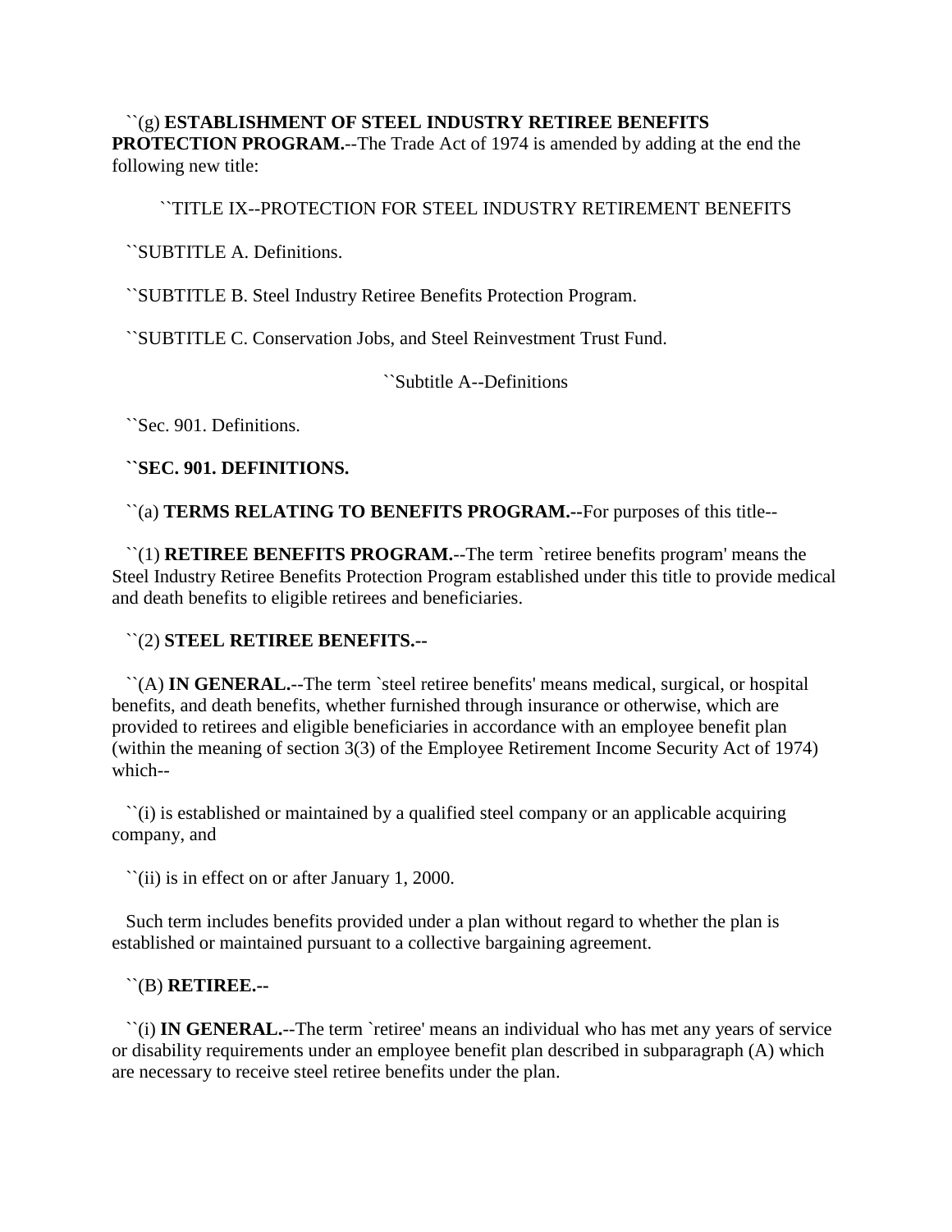``(g) **ESTABLISHMENT OF STEEL INDUSTRY RETIREE BENEFITS PROTECTION PROGRAM.**--The Trade Act of 1974 is amended by adding at the end the following new title:

``TITLE IX--PROTECTION FOR STEEL INDUSTRY RETIREMENT BENEFITS

``SUBTITLE A. Definitions.

``SUBTITLE B. Steel Industry Retiree Benefits Protection Program.

``SUBTITLE C. Conservation Jobs, and Steel Reinvestment Trust Fund.

``Subtitle A--Definitions

``Sec. 901. Definitions.

**``SEC. 901. DEFINITIONS.**

``(a) **TERMS RELATING TO BENEFITS PROGRAM.--**For purposes of this title--

``(1) **RETIREE BENEFITS PROGRAM.**--The term `retiree benefits program' means the Steel Industry Retiree Benefits Protection Program established under this title to provide medical and death benefits to eligible retirees and beneficiaries.

``(2) **STEEL RETIREE BENEFITS.--**

``(A) **IN GENERAL.**--The term `steel retiree benefits' means medical, surgical, or hospital benefits, and death benefits, whether furnished through insurance or otherwise, which are provided to retirees and eligible beneficiaries in accordance with an employee benefit plan (within the meaning of section 3(3) of the Employee Retirement Income Security Act of 1974) which--

``(i) is established or maintained by a qualified steel company or an applicable acquiring company, and

``(ii) is in effect on or after January 1, 2000.

Such term includes benefits provided under a plan without regard to whether the plan is established or maintained pursuant to a collective bargaining agreement.

``(B) **RETIREE.--**

``(i) **IN GENERAL.**--The term `retiree' means an individual who has met any years of service or disability requirements under an employee benefit plan described in subparagraph (A) which are necessary to receive steel retiree benefits under the plan.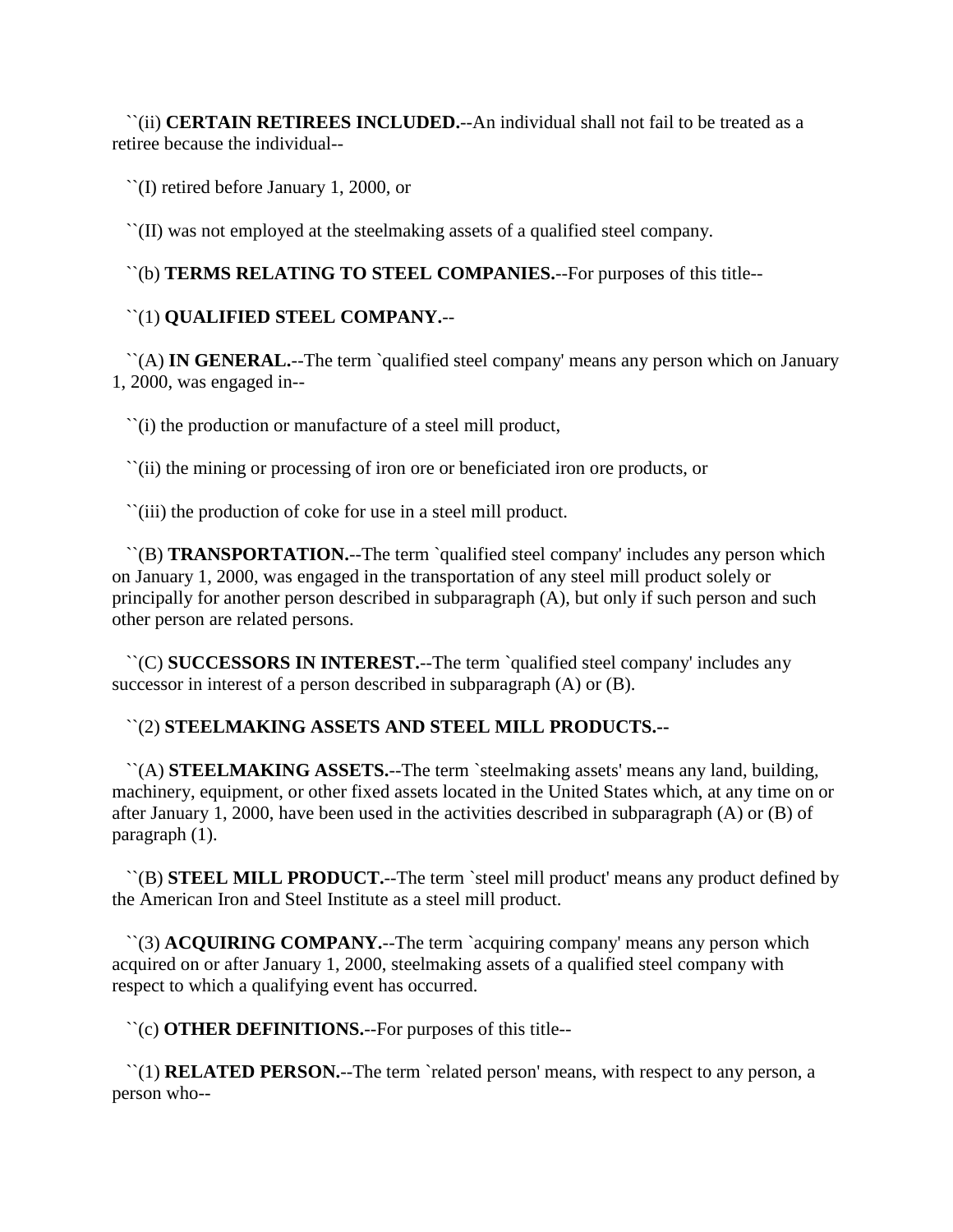``(ii) **CERTAIN RETIREES INCLUDED.**--An individual shall not fail to be treated as a retiree because the individual--

``(I) retired before January 1, 2000, or

``(II) was not employed at the steelmaking assets of a qualified steel company.

``(b) **TERMS RELATING TO STEEL COMPANIES.**--For purposes of this title--

``(1) **QUALIFIED STEEL COMPANY.**--

``(A) **IN GENERAL.**--The term `qualified steel company' means any person which on January 1, 2000, was engaged in--

``(i) the production or manufacture of a steel mill product,

``(ii) the mining or processing of iron ore or beneficiated iron ore products, or

``(iii) the production of coke for use in a steel mill product.

``(B) **TRANSPORTATION.**--The term `qualified steel company' includes any person which on January 1, 2000, was engaged in the transportation of any steel mill product solely or principally for another person described in subparagraph (A), but only if such person and such other person are related persons.

``(C) **SUCCESSORS IN INTEREST.**--The term `qualified steel company' includes any successor in interest of a person described in subparagraph (A) or (B).

``(2) **STEELMAKING ASSETS AND STEEL MILL PRODUCTS.--**

``(A) **STEELMAKING ASSETS.**--The term `steelmaking assets' means any land, building, machinery, equipment, or other fixed assets located in the United States which, at any time on or after January 1, 2000, have been used in the activities described in subparagraph (A) or (B) of paragraph (1).

``(B) **STEEL MILL PRODUCT.**--The term `steel mill product' means any product defined by the American Iron and Steel Institute as a steel mill product.

``(3) **ACQUIRING COMPANY.**--The term `acquiring company' means any person which acquired on or after January 1, 2000, steelmaking assets of a qualified steel company with respect to which a qualifying event has occurred.

``(c) **OTHER DEFINITIONS.**--For purposes of this title--

``(1) **RELATED PERSON.**--The term `related person' means, with respect to any person, a person who--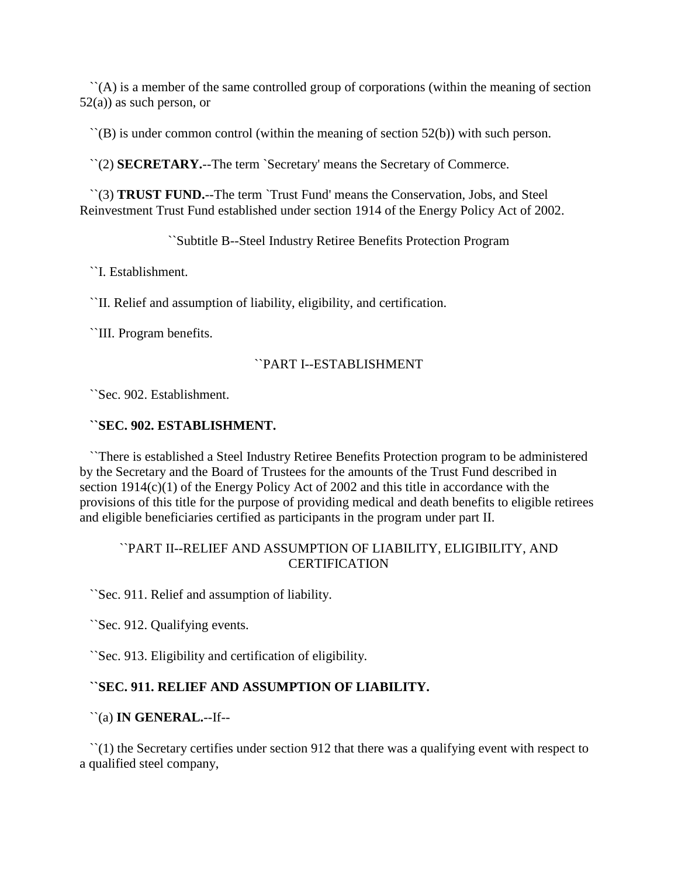``(A) is a member of the same controlled group of corporations (within the meaning of section 52(a)) as such person, or

``(B) is under common control (within the meaning of section 52(b)) with such person.

``(2) **SECRETARY.**--The term `Secretary' means the Secretary of Commerce.

``(3) **TRUST FUND.**--The term `Trust Fund' means the Conservation, Jobs, and Steel Reinvestment Trust Fund established under section 1914 of the Energy Policy Act of 2002.

``Subtitle B--Steel Industry Retiree Benefits Protection Program

``I. Establishment.

``II. Relief and assumption of liability, eligibility, and certification.

``III. Program benefits.

``PART I--ESTABLISHMENT

``Sec. 902. Establishment.

**``SEC. 902. ESTABLISHMENT.**

``There is established a Steel Industry Retiree Benefits Protection program to be administered by the Secretary and the Board of Trustees for the amounts of the Trust Fund described in section 1914(c)(1) of the Energy Policy Act of 2002 and this title in accordance with the provisions of this title for the purpose of providing medical and death benefits to eligible retirees and eligible beneficiaries certified as participants in the program under part II.

``PART II--RELIEF AND ASSUMPTION OF LIABILITY, ELIGIBILITY, AND CERTIFICATION

``Sec. 911. Relief and assumption of liability.

``Sec. 912. Qualifying events.

``Sec. 913. Eligibility and certification of eligibility.

**``SEC. 911. RELIEF AND ASSUMPTION OF LIABILITY.**

``(a) **IN GENERAL.**--If--

``(1) the Secretary certifies under section 912 that there was a qualifying event with respect to a qualified steel company,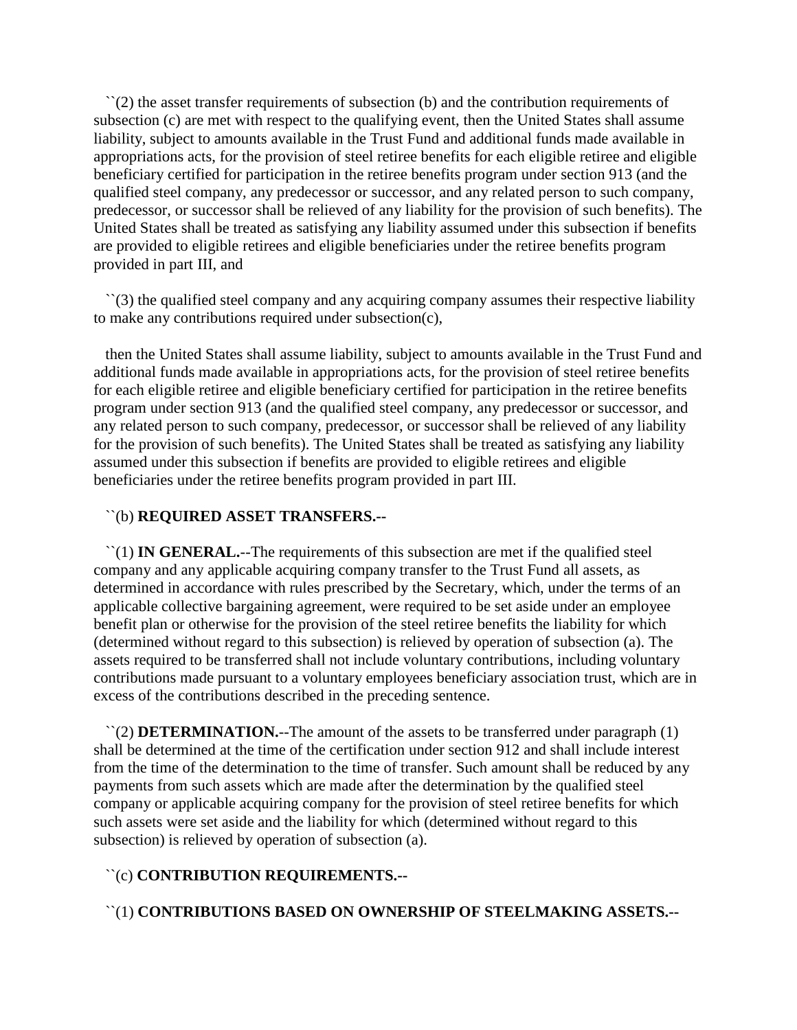``(2) the asset transfer requirements of subsection (b) and the contribution requirements of subsection (c) are met with respect to the qualifying event, then the United States shall assume liability, subject to amounts available in the Trust Fund and additional funds made available in appropriations acts, for the provision of steel retiree benefits for each eligible retiree and eligible beneficiary certified for participation in the retiree benefits program under section 913 (and the qualified steel company, any predecessor or successor, and any related person to such company, predecessor, or successor shall be relieved of any liability for the provision of such benefits). The United States shall be treated as satisfying any liability assumed under this subsection if benefits are provided to eligible retirees and eligible beneficiaries under the retiree benefits program provided in part III, and

``(3) the qualified steel company and any acquiring company assumes their respective liability to make any contributions required under subsection(c),

then the United States shall assume liability, subject to amounts available in the Trust Fund and additional funds made available in appropriations acts, for the provision of steel retiree benefits for each eligible retiree and eligible beneficiary certified for participation in the retiree benefits program under section 913 (and the qualified steel company, any predecessor or successor, and any related person to such company, predecessor, or successor shall be relieved of any liability for the provision of such benefits). The United States shall be treated as satisfying any liability assumed under this subsection if benefits are provided to eligible retirees and eligible beneficiaries under the retiree benefits program provided in part III.

``(b) **REQUIRED ASSET TRANSFERS.--**

``(1) **IN GENERAL.**--The requirements of this subsection are met if the qualified steel company and any applicable acquiring company transfer to the Trust Fund all assets, as determined in accordance with rules prescribed by the Secretary, which, under the terms of an applicable collective bargaining agreement, were required to be set aside under an employee benefit plan or otherwise for the provision of the steel retiree benefits the liability for which (determined without regard to this subsection) is relieved by operation of subsection (a). The assets required to be transferred shall not include voluntary contributions, including voluntary contributions made pursuant to a voluntary employees beneficiary association trust, which are in excess of the contributions described in the preceding sentence.

``(2) **DETERMINATION.**--The amount of the assets to be transferred under paragraph (1) shall be determined at the time of the certification under section 912 and shall include interest from the time of the determination to the time of transfer. Such amount shall be reduced by any payments from such assets which are made after the determination by the qualified steel company or applicable acquiring company for the provision of steel retiree benefits for which such assets were set aside and the liability for which (determined without regard to this subsection) is relieved by operation of subsection (a).

``(c) **CONTRIBUTION REQUIREMENTS.--**

``(1) **CONTRIBUTIONS BASED ON OWNERSHIP OF STEELMAKING ASSETS.--**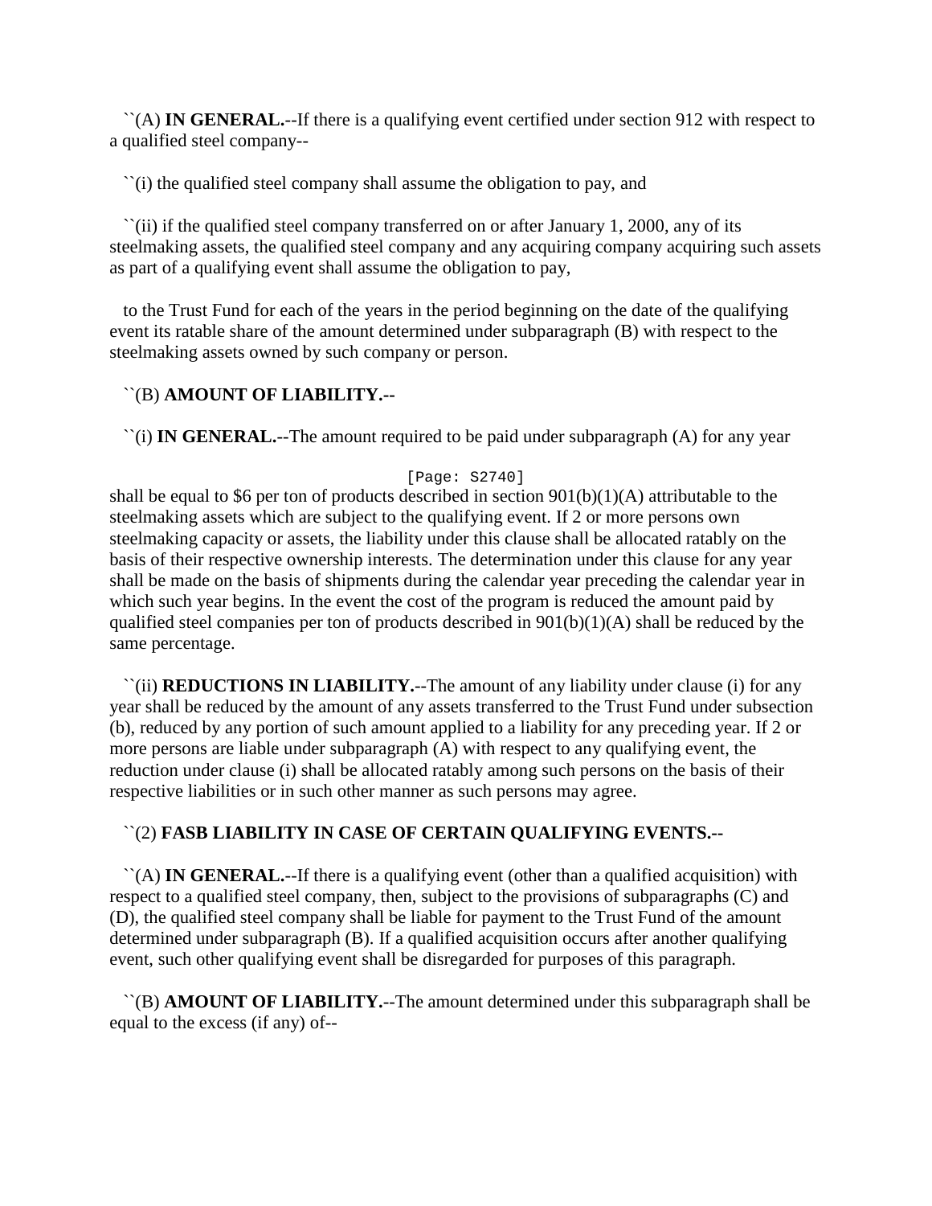``(A) **IN GENERAL.**--If there is a qualifying event certified under section 912 with respect to a qualified steel company--

``(i) the qualified steel company shall assume the obligation to pay, and

``(ii) if the qualified steel company transferred on or after January 1, 2000, any of its steelmaking assets, the qualified steel company and any acquiring company acquiring such assets as part of a qualifying event shall assume the obligation to pay,

to the Trust Fund for each of the years in the period beginning on the date of the qualifying event its ratable share of the amount determined under subparagraph (B) with respect to the steelmaking assets owned by such company or person.

``(B) **AMOUNT OF LIABILITY.**--

``(i) **IN GENERAL.**--The amount required to be paid under subparagraph (A) for any year

[Page: S2740]

shall be equal to $6 per ton of products described in section 901(b)(1)(A) attributable to the steelmaking assets which are subject to the qualifying event. If 2 or more persons own steelmaking capacity or assets, the liability under this clause shall be allocated ratably on the basis of their respective ownership interests. The determination under this clause for any year shall be made on the basis of shipments during the calendar year preceding the calendar year in which such year begins. In the event the cost of the program is reduced the amount paid by qualified steel companies per ton of products described in 901(b)(1)(A) shall be reduced by the same percentage.

``(ii) **REDUCTIONS IN LIABILITY.**--The amount of any liability under clause (i) for any year shall be reduced by the amount of any assets transferred to the Trust Fund under subsection (b), reduced by any portion of such amount applied to a liability for any preceding year. If 2 or more persons are liable under subparagraph (A) with respect to any qualifying event, the reduction under clause (i) shall be allocated ratably among such persons on the basis of their respective liabilities or in such other manner as such persons may agree.

``(2) **FASB LIABILITY IN CASE OF CERTAIN QUALIFYING EVENTS.**--

``(A) **IN GENERAL.**--If there is a qualifying event (other than a qualified acquisition) with respect to a qualified steel company, then, subject to the provisions of subparagraphs (C) and (D), the qualified steel company shall be liable for payment to the Trust Fund of the amount determined under subparagraph (B). If a qualified acquisition occurs after another qualifying event, such other qualifying event shall be disregarded for purposes of this paragraph.

``(B) **AMOUNT OF LIABILITY.**--The amount determined under this subparagraph shall be equal to the excess (if any) of--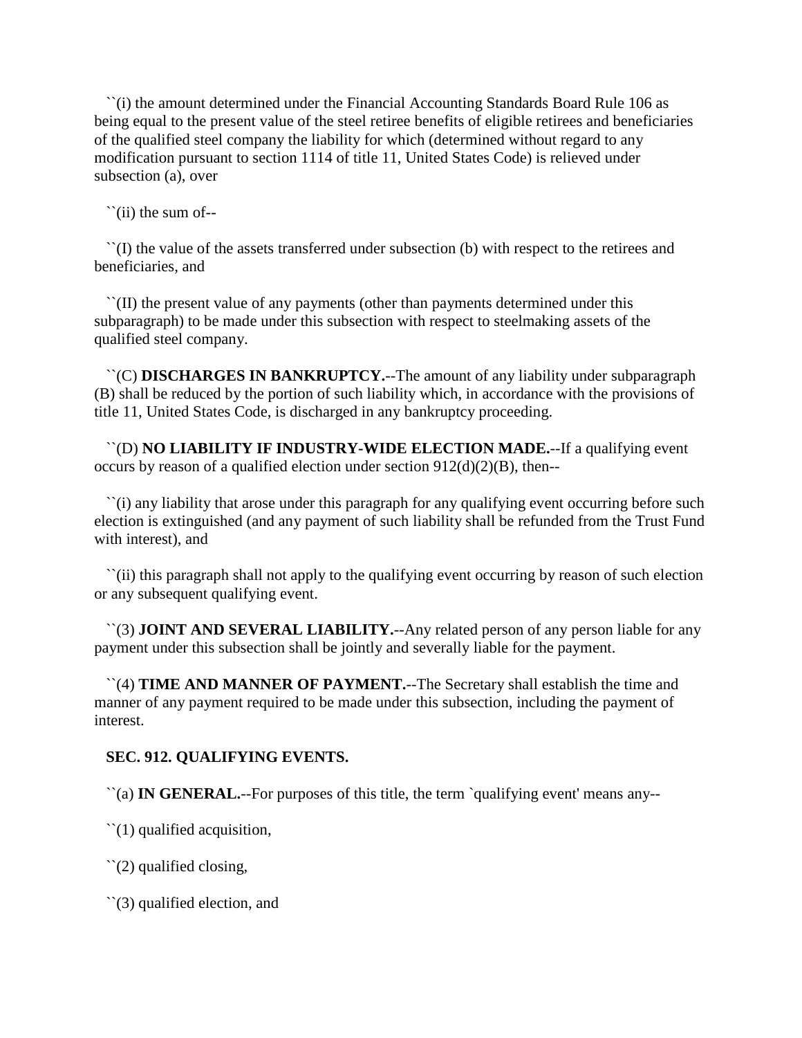``(i) the amount determined under the Financial Accounting Standards Board Rule 106 as being equal to the present value of the steel retiree benefits of eligible retirees and beneficiaries of the qualified steel company the liability for which (determined without regard to any modification pursuant to section 1114 of title 11, United States Code) is relieved under subsection (a), over

``(ii) the sum of--

``(I) the value of the assets transferred under subsection (b) with respect to the retirees and beneficiaries, and

``(II) the present value of any payments (other than payments determined under this subparagraph) to be made under this subsection with respect to steelmaking assets of the qualified steel company.

``(C) **DISCHARGES IN BANKRUPTCY.**--The amount of any liability under subparagraph (B) shall be reduced by the portion of such liability which, in accordance with the provisions of title 11, United States Code, is discharged in any bankruptcy proceeding.

``(D) **NO LIABILITY IF INDUSTRY-WIDE ELECTION MADE.**--If a qualifying event occurs by reason of a qualified election under section 912(d)(2)(B), then--

``(i) any liability that arose under this paragraph for any qualifying event occurring before such election is extinguished (and any payment of such liability shall be refunded from the Trust Fund with interest), and

``(ii) this paragraph shall not apply to the qualifying event occurring by reason of such election or any subsequent qualifying event.

``(3) **JOINT AND SEVERAL LIABILITY.**--Any related person of any person liable for any payment under this subsection shall be jointly and severally liable for the payment.

``(4) **TIME AND MANNER OF PAYMENT.**--The Secretary shall establish the time and manner of any payment required to be made under this subsection, including the payment of interest.

**SEC. 912. QUALIFYING EVENTS.**

``(a) **IN GENERAL.**--For purposes of this title, the term `qualifying event' means any--

``(1) qualified acquisition,

``(2) qualified closing,

``(3) qualified election, and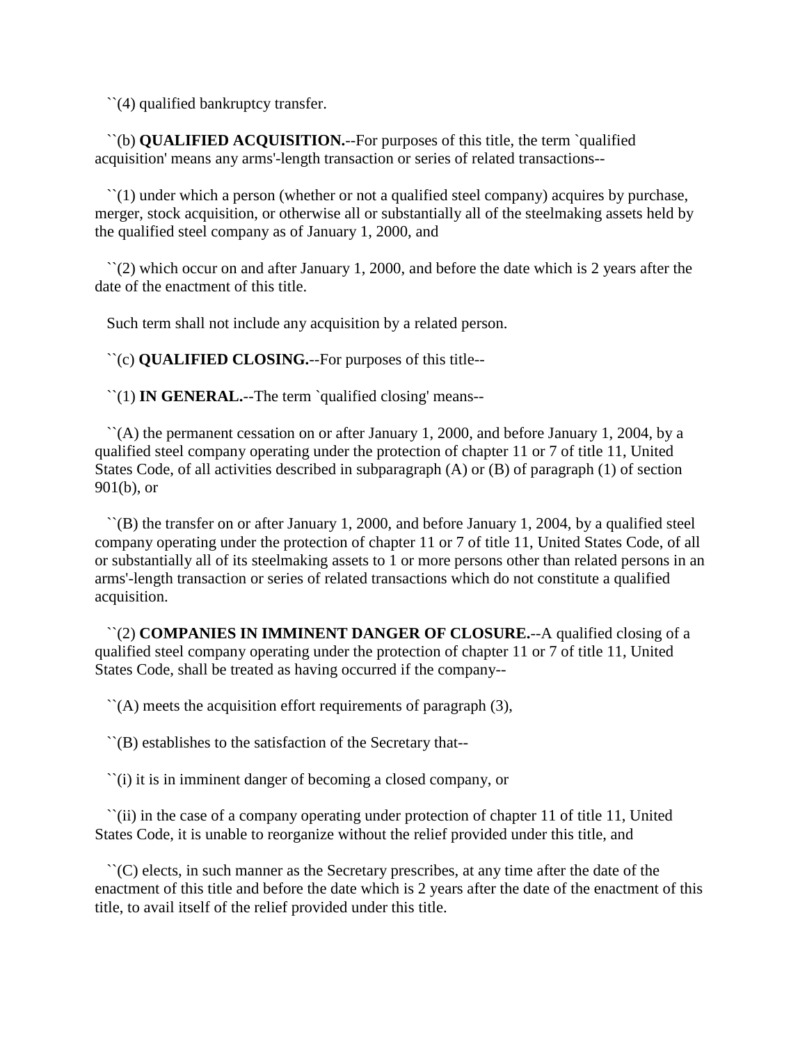``(4) qualified bankruptcy transfer.

``(b) **QUALIFIED ACQUISITION.**--For purposes of this title, the term `qualified acquisition' means any arms'-length transaction or series of related transactions--

``(1) under which a person (whether or not a qualified steel company) acquires by purchase, merger, stock acquisition, or otherwise all or substantially all of the steelmaking assets held by the qualified steel company as of January 1, 2000, and

``(2) which occur on and after January 1, 2000, and before the date which is 2 years after the date of the enactment of this title.

Such term shall not include any acquisition by a related person.

``(c) **QUALIFIED CLOSING.**--For purposes of this title--

``(1) **IN GENERAL.**--The term `qualified closing' means--

``(A) the permanent cessation on or after January 1, 2000, and before January 1, 2004, by a qualified steel company operating under the protection of chapter 11 or 7 of title 11, United States Code, of all activities described in subparagraph (A) or (B) of paragraph (1) of section 901(b), or

``(B) the transfer on or after January 1, 2000, and before January 1, 2004, by a qualified steel company operating under the protection of chapter 11 or 7 of title 11, United States Code, of all or substantially all of its steelmaking assets to 1 or more persons other than related persons in an arms'-length transaction or series of related transactions which do not constitute a qualified acquisition.

``(2) **COMPANIES IN IMMINENT DANGER OF CLOSURE.**--A qualified closing of a qualified steel company operating under the protection of chapter 11 or 7 of title 11, United States Code, shall be treated as having occurred if the company--

``(A) meets the acquisition effort requirements of paragraph (3),

``(B) establishes to the satisfaction of the Secretary that--

``(i) it is in imminent danger of becoming a closed company, or

``(ii) in the case of a company operating under protection of chapter 11 of title 11, United States Code, it is unable to reorganize without the relief provided under this title, and

``(C) elects, in such manner as the Secretary prescribes, at any time after the date of the enactment of this title and before the date which is 2 years after the date of the enactment of this title, to avail itself of the relief provided under this title.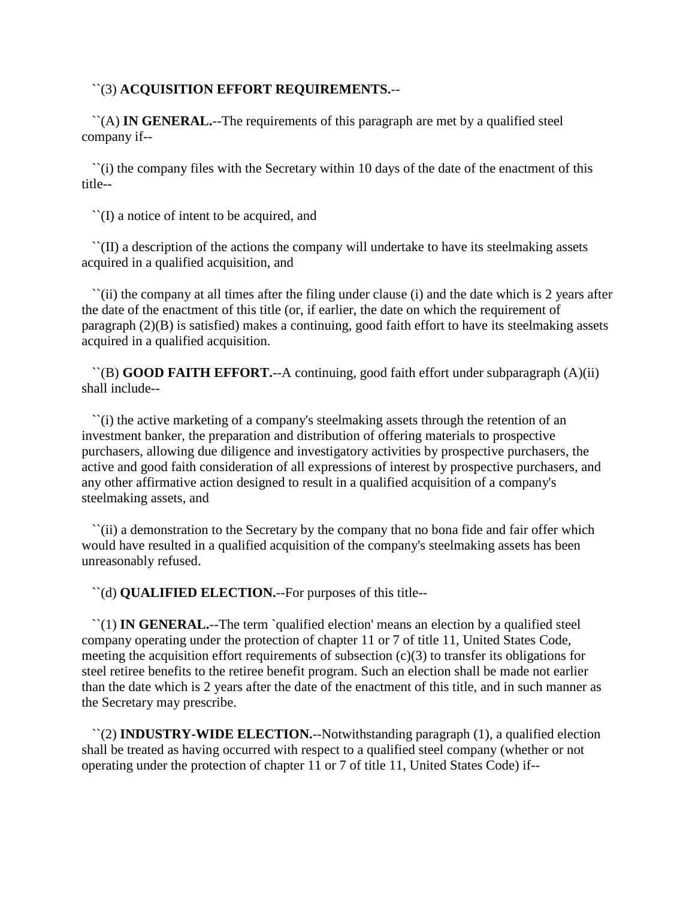``(3) **ACQUISITION EFFORT REQUIREMENTS.**--

``(A) **IN GENERAL.**--The requirements of this paragraph are met by a qualified steel company if--

``(i) the company files with the Secretary within 10 days of the date of the enactment of this title--

``(I) a notice of intent to be acquired, and

``(II) a description of the actions the company will undertake to have its steelmaking assets acquired in a qualified acquisition, and

``(ii) the company at all times after the filing under clause (i) and the date which is 2 years after the date of the enactment of this title (or, if earlier, the date on which the requirement of paragraph (2)(B) is satisfied) makes a continuing, good faith effort to have its steelmaking assets acquired in a qualified acquisition.

``(B) **GOOD FAITH EFFORT.**--A continuing, good faith effort under subparagraph (A)(ii) shall include--

``(i) the active marketing of a company's steelmaking assets through the retention of an investment banker, the preparation and distribution of offering materials to prospective purchasers, allowing due diligence and investigatory activities by prospective purchasers, the active and good faith consideration of all expressions of interest by prospective purchasers, and any other affirmative action designed to result in a qualified acquisition of a company's steelmaking assets, and

``(ii) a demonstration to the Secretary by the company that no bona fide and fair offer which would have resulted in a qualified acquisition of the company's steelmaking assets has been unreasonably refused.

``(d) **QUALIFIED ELECTION.**--For purposes of this title--

``(1) **IN GENERAL.**--The term `qualified election' means an election by a qualified steel company operating under the protection of chapter 11 or 7 of title 11, United States Code, meeting the acquisition effort requirements of subsection (c)(3) to transfer its obligations for steel retiree benefits to the retiree benefit program. Such an election shall be made not earlier than the date which is 2 years after the date of the enactment of this title, and in such manner as the Secretary may prescribe.

``(2) **INDUSTRY-WIDE ELECTION.**--Notwithstanding paragraph (1), a qualified election shall be treated as having occurred with respect to a qualified steel company (whether or not operating under the protection of chapter 11 or 7 of title 11, United States Code) if--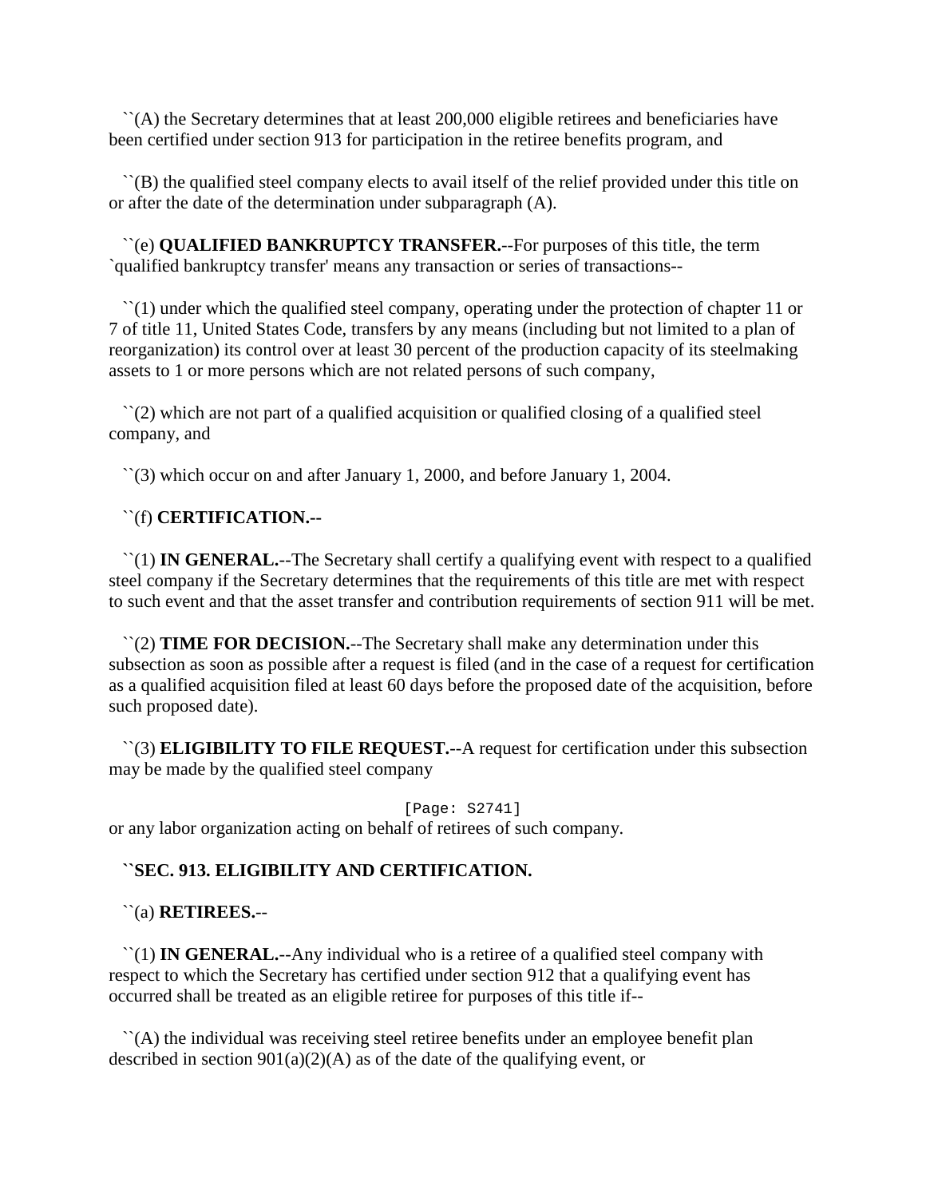``(A) the Secretary determines that at least 200,000 eligible retirees and beneficiaries have been certified under section 913 for participation in the retiree benefits program, and

``(B) the qualified steel company elects to avail itself of the relief provided under this title on or after the date of the determination under subparagraph (A).

``(e) **QUALIFIED BANKRUPTCY TRANSFER.**--For purposes of this title, the term `qualified bankruptcy transfer' means any transaction or series of transactions--

``(1) under which the qualified steel company, operating under the protection of chapter 11 or 7 of title 11, United States Code, transfers by any means (including but not limited to a plan of reorganization) its control over at least 30 percent of the production capacity of its steelmaking assets to 1 or more persons which are not related persons of such company,

``(2) which are not part of a qualified acquisition or qualified closing of a qualified steel company, and

``(3) which occur on and after January 1, 2000, and before January 1, 2004.

``(f) **CERTIFICATION.--**

``(1) **IN GENERAL.**--The Secretary shall certify a qualifying event with respect to a qualified steel company if the Secretary determines that the requirements of this title are met with respect to such event and that the asset transfer and contribution requirements of section 911 will be met.

``(2) **TIME FOR DECISION.**--The Secretary shall make any determination under this subsection as soon as possible after a request is filed (and in the case of a request for certification as a qualified acquisition filed at least 60 days before the proposed date of the acquisition, before such proposed date).

``(3) **ELIGIBILITY TO FILE REQUEST.**--A request for certification under this subsection may be made by the qualified steel company

[Page: S2741]

or any labor organization acting on behalf of retirees of such company.

**``SEC. 913. ELIGIBILITY AND CERTIFICATION.**

``(a) **RETIREES.**--

``(1) **IN GENERAL.**--Any individual who is a retiree of a qualified steel company with respect to which the Secretary has certified under section 912 that a qualifying event has occurred shall be treated as an eligible retiree for purposes of this title if--

``(A) the individual was receiving steel retiree benefits under an employee benefit plan described in section 901(a)(2)(A) as of the date of the qualifying event, or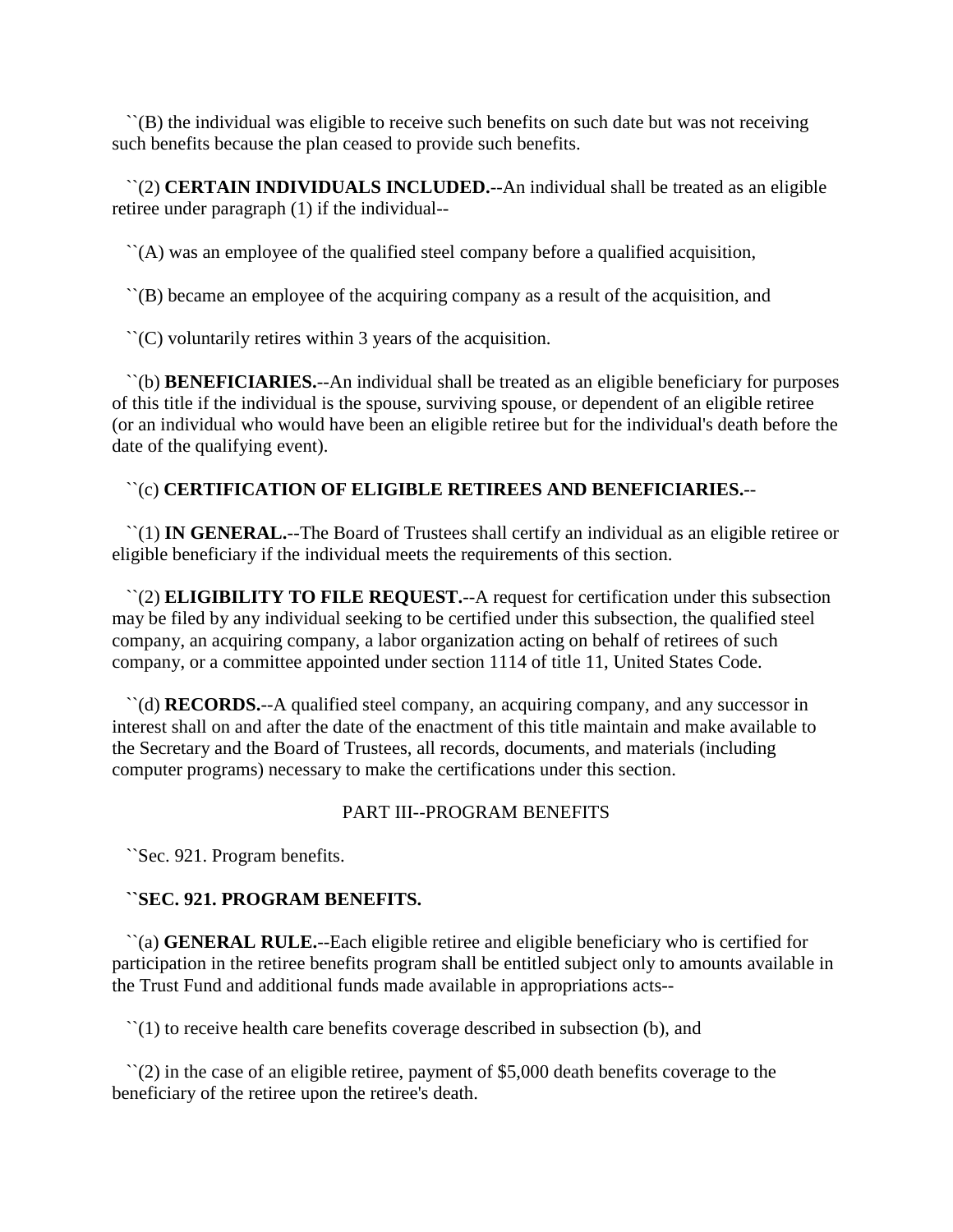``(B) the individual was eligible to receive such benefits on such date but was not receiving such benefits because the plan ceased to provide such benefits.

``(2) **CERTAIN INDIVIDUALS INCLUDED.**--An individual shall be treated as an eligible retiree under paragraph (1) if the individual--

``(A) was an employee of the qualified steel company before a qualified acquisition,

``(B) became an employee of the acquiring company as a result of the acquisition, and

``(C) voluntarily retires within 3 years of the acquisition.

``(b) **BENEFICIARIES.**--An individual shall be treated as an eligible beneficiary for purposes of this title if the individual is the spouse, surviving spouse, or dependent of an eligible retiree (or an individual who would have been an eligible retiree but for the individual's death before the date of the qualifying event).

``(c) **CERTIFICATION OF ELIGIBLE RETIREES AND BENEFICIARIES.**--

``(1) **IN GENERAL.**--The Board of Trustees shall certify an individual as an eligible retiree or eligible beneficiary if the individual meets the requirements of this section.

``(2) **ELIGIBILITY TO FILE REQUEST.**--A request for certification under this subsection may be filed by any individual seeking to be certified under this subsection, the qualified steel company, an acquiring company, a labor organization acting on behalf of retirees of such company, or a committee appointed under section 1114 of title 11, United States Code.

``(d) **RECORDS.**--A qualified steel company, an acquiring company, and any successor in interest shall on and after the date of the enactment of this title maintain and make available to the Secretary and the Board of Trustees, all records, documents, and materials (including computer programs) necessary to make the certifications under this section.

PART III--PROGRAM BENEFITS

``Sec. 921. Program benefits.

**``SEC. 921. PROGRAM BENEFITS.**

``(a) **GENERAL RULE.**--Each eligible retiree and eligible beneficiary who is certified for participation in the retiree benefits program shall be entitled subject only to amounts available in the Trust Fund and additional funds made available in appropriations acts--

``(1) to receive health care benefits coverage described in subsection (b), and

``(2) in the case of an eligible retiree, payment of $5,000 death benefits coverage to the beneficiary of the retiree upon the retiree's death.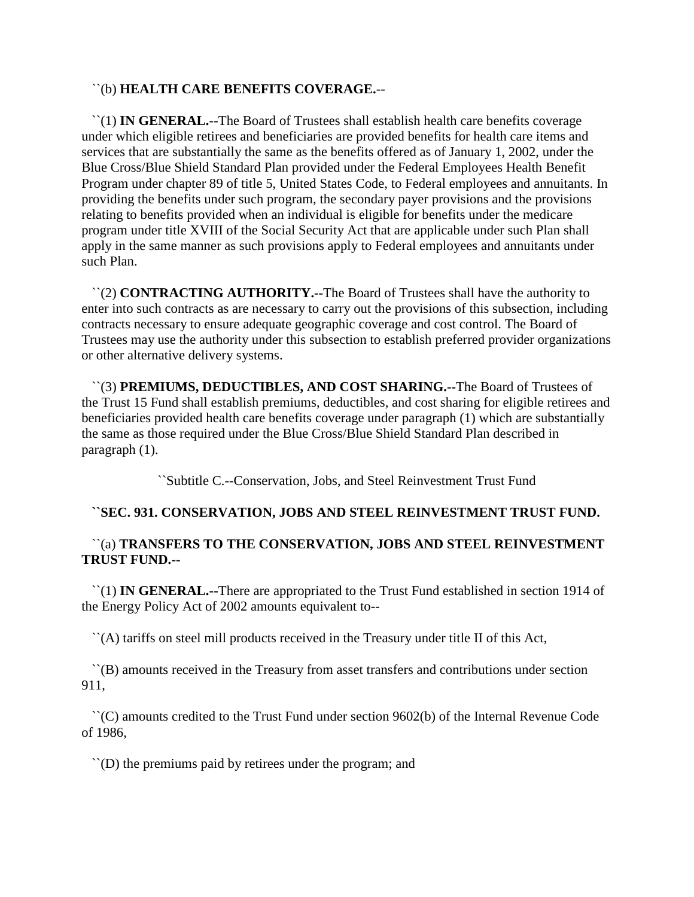``(b) **HEALTH CARE BENEFITS COVERAGE.**--

``(1) **IN GENERAL.**--The Board of Trustees shall establish health care benefits coverage under which eligible retirees and beneficiaries are provided benefits for health care items and services that are substantially the same as the benefits offered as of January 1, 2002, under the Blue Cross/Blue Shield Standard Plan provided under the Federal Employees Health Benefit Program under chapter 89 of title 5, United States Code, to Federal employees and annuitants. In providing the benefits under such program, the secondary payer provisions and the provisions relating to benefits provided when an individual is eligible for benefits under the medicare program under title XVIII of the Social Security Act that are applicable under such Plan shall apply in the same manner as such provisions apply to Federal employees and annuitants under such Plan.

``(2) **CONTRACTING AUTHORITY.--**The Board of Trustees shall have the authority to enter into such contracts as are necessary to carry out the provisions of this subsection, including contracts necessary to ensure adequate geographic coverage and cost control. The Board of Trustees may use the authority under this subsection to establish preferred provider organizations or other alternative delivery systems.

``(3) **PREMIUMS, DEDUCTIBLES, AND COST SHARING.--**The Board of Trustees of the Trust 15 Fund shall establish premiums, deductibles, and cost sharing for eligible retirees and beneficiaries provided health care benefits coverage under paragraph (1) which are substantially the same as those required under the Blue Cross/Blue Shield Standard Plan described in paragraph (1).

``Subtitle C.--Conservation, Jobs, and Steel Reinvestment Trust Fund

**``SEC. 931. CONSERVATION, JOBS AND STEEL REINVESTMENT TRUST FUND.**

``(a) **TRANSFERS TO THE CONSERVATION, JOBS AND STEEL REINVESTMENT TRUST FUND.--**

``(1) **IN GENERAL.--**There are appropriated to the Trust Fund established in section 1914 of the Energy Policy Act of 2002 amounts equivalent to--

``(A) tariffs on steel mill products received in the Treasury under title II of this Act,

``(B) amounts received in the Treasury from asset transfers and contributions under section 911,

``(C) amounts credited to the Trust Fund under section 9602(b) of the Internal Revenue Code of 1986,

``(D) the premiums paid by retirees under the program; and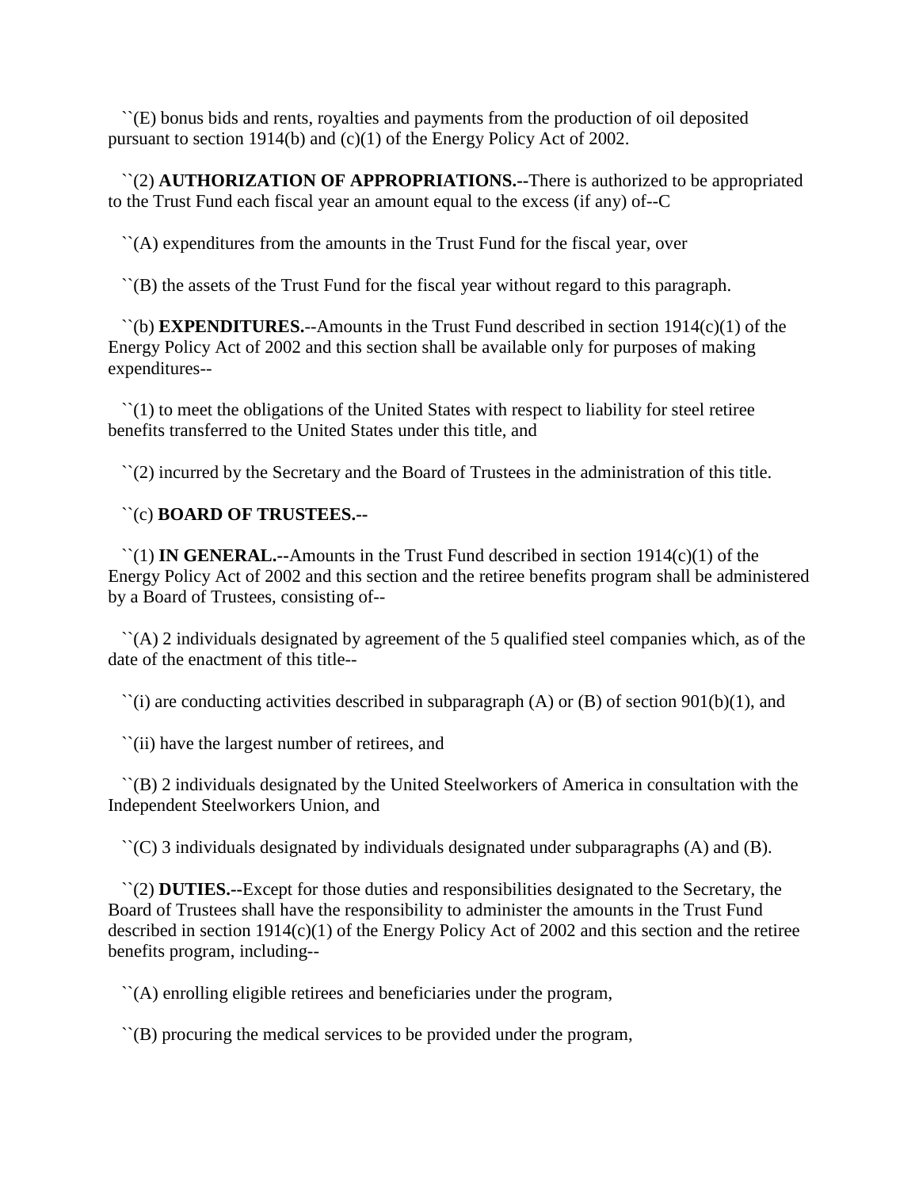``(E) bonus bids and rents, royalties and payments from the production of oil deposited pursuant to section 1914(b) and (c)(1) of the Energy Policy Act of 2002.

``(2) **AUTHORIZATION OF APPROPRIATIONS.--**There is authorized to be appropriated to the Trust Fund each fiscal year an amount equal to the excess (if any) of--C

``(A) expenditures from the amounts in the Trust Fund for the fiscal year, over

``(B) the assets of the Trust Fund for the fiscal year without regard to this paragraph.

``(b) **EXPENDITURES.**--Amounts in the Trust Fund described in section 1914(c)(1) of the Energy Policy Act of 2002 and this section shall be available only for purposes of making expenditures--

``(1) to meet the obligations of the United States with respect to liability for steel retiree benefits transferred to the United States under this title, and

``(2) incurred by the Secretary and the Board of Trustees in the administration of this title.

``(c) **BOARD OF TRUSTEES.--**

``(1) **IN GENERAL.--**Amounts in the Trust Fund described in section 1914(c)(1) of the Energy Policy Act of 2002 and this section and the retiree benefits program shall be administered by a Board of Trustees, consisting of--

``(A) 2 individuals designated by agreement of the 5 qualified steel companies which, as of the date of the enactment of this title--

``(i) are conducting activities described in subparagraph (A) or (B) of section 901(b)(1), and

``(ii) have the largest number of retirees, and

``(B) 2 individuals designated by the United Steelworkers of America in consultation with the Independent Steelworkers Union, and

``(C) 3 individuals designated by individuals designated under subparagraphs (A) and (B).

``(2) **DUTIES.--**Except for those duties and responsibilities designated to the Secretary, the Board of Trustees shall have the responsibility to administer the amounts in the Trust Fund described in section 1914(c)(1) of the Energy Policy Act of 2002 and this section and the retiree benefits program, including--

``(A) enrolling eligible retirees and beneficiaries under the program,

``(B) procuring the medical services to be provided under the program,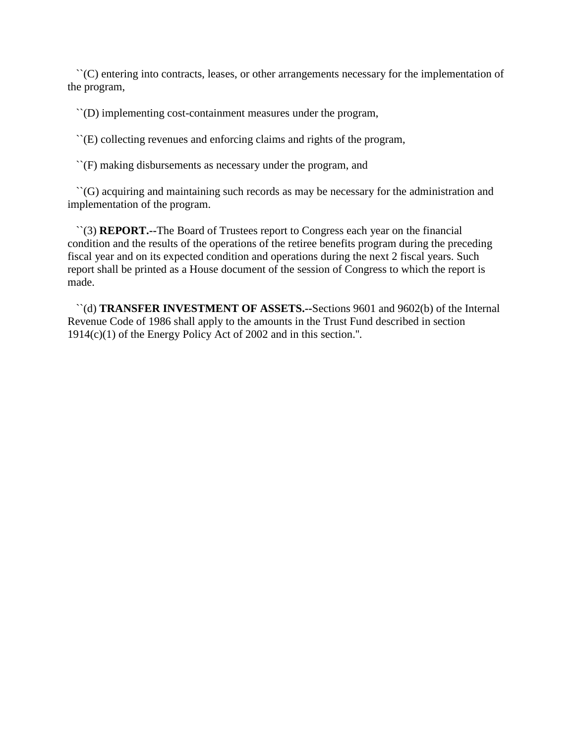``(C) entering into contracts, leases, or other arrangements necessary for the implementation of the program,

``(D) implementing cost-containment measures under the program,

``(E) collecting revenues and enforcing claims and rights of the program,

``(F) making disbursements as necessary under the program, and

``(G) acquiring and maintaining such records as may be necessary for the administration and implementation of the program.

``(3) **REPORT.--**The Board of Trustees report to Congress each year on the financial condition and the results of the operations of the retiree benefits program during the preceding fiscal year and on its expected condition and operations during the next 2 fiscal years. Such report shall be printed as a House document of the session of Congress to which the report is made.

``(d) **TRANSFER INVESTMENT OF ASSETS.--**Sections 9601 and 9602(b) of the Internal Revenue Code of 1986 shall apply to the amounts in the Trust Fund described in section 1914(c)(1) of the Energy Policy Act of 2002 and in this section.''.